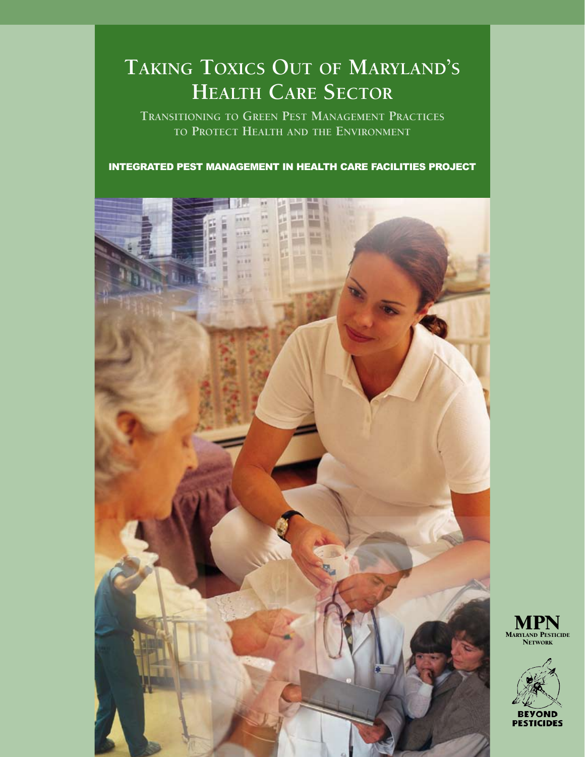# Taking Toxics Out of Maryland's Health Care Sector

## Transitioning to Green Pest Management Practices to Protect Health and the Environment

**INTEGRATED PEST MANAGEMENT IN HEALTH CARE FACILITIES PROJECT**

MPN
Maryland Pesticide Network

Beyond Pesticides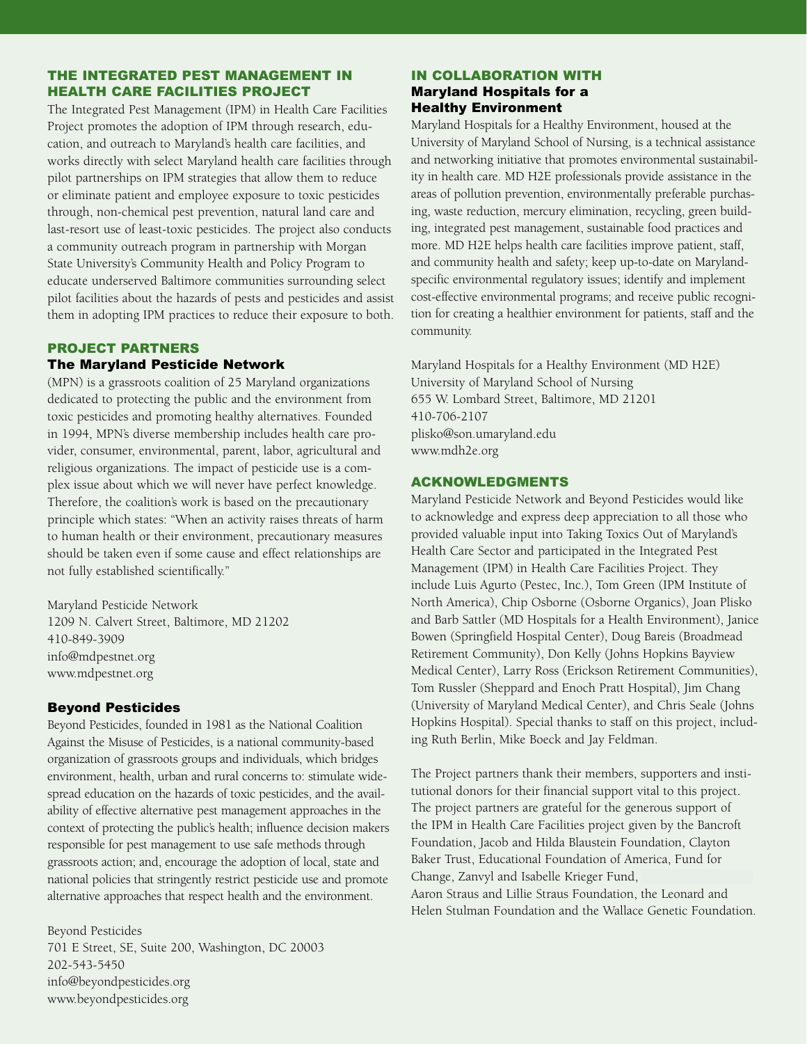## THE INTEGRATED PEST MANAGEMENT IN HEALTH CARE FACILITIES PROJECT

The Integrated Pest Management (IPM) in Health Care Facilities Project promotes the adoption of IPM through research, education, and outreach to Maryland's health care facilities, and works directly with select Maryland health care facilities through pilot partnerships on IPM strategies that allow them to reduce or eliminate patient and employee exposure to toxic pesticides through, non-chemical pest prevention, natural land care and last-resort use of least-toxic pesticides. The project also conducts a community outreach program in partnership with Morgan State University's Community Health and Policy Program to educate underserved Baltimore communities surrounding select pilot facilities about the hazards of pests and pesticides and assist them in adopting IPM practices to reduce their exposure to both.

## PROJECT PARTNERS

### The Maryland Pesticide Network

(MPN) is a grassroots coalition of 25 Maryland organizations dedicated to protecting the public and the environment from toxic pesticides and promoting healthy alternatives. Founded in 1994, MPN's diverse membership includes health care provider, consumer, environmental, parent, labor, agricultural and religious organizations. The impact of pesticide use is a complex issue about which we will never have perfect knowledge. Therefore, the coalition's work is based on the precautionary principle which states: "When an activity raises threats of harm to human health or their environment, precautionary measures should be taken even if some cause and effect relationships are not fully established scientifically."

Maryland Pesticide Network
1209 N. Calvert Street, Baltimore, MD 21202
410-849-3909
info@mdpestnet.org
www.mdpestnet.org

### Beyond Pesticides

Beyond Pesticides, founded in 1981 as the National Coalition Against the Misuse of Pesticides, is a national community-based organization of grassroots groups and individuals, which bridges environment, health, urban and rural concerns to: stimulate widespread education on the hazards of toxic pesticides, and the availability of effective alternative pest management approaches in the context of protecting the public's health; influence decision makers responsible for pest management to use safe methods through grassroots action; and, encourage the adoption of local, state and national policies that stringently restrict pesticide use and promote alternative approaches that respect health and the environment.

Beyond Pesticides
701 E Street, SE, Suite 200, Washington, DC 20003
202-543-5450
info@beyondpesticides.org
www.beyondpesticides.org

## IN COLLABORATION WITH

### Maryland Hospitals for a Healthy Environment

Maryland Hospitals for a Healthy Environment, housed at the University of Maryland School of Nursing, is a technical assistance and networking initiative that promotes environmental sustainability in health care. MD H2E professionals provide assistance in the areas of pollution prevention, environmentally preferable purchasing, waste reduction, mercury elimination, recycling, green building, integrated pest management, sustainable food practices and more. MD H2E helps health care facilities improve patient, staff, and community health and safety; keep up-to-date on Maryland-specific environmental regulatory issues; identify and implement cost-effective environmental programs; and receive public recognition for creating a healthier environment for patients, staff and the community.

Maryland Hospitals for a Healthy Environment (MD H2E)
University of Maryland School of Nursing
655 W. Lombard Street, Baltimore, MD 21201
410-706-2107
plisko@son.umaryland.edu
www.mdh2e.org

## ACKNOWLEDGMENTS

Maryland Pesticide Network and Beyond Pesticides would like to acknowledge and express deep appreciation to all those who provided valuable input into Taking Toxics Out of Maryland's Health Care Sector and participated in the Integrated Pest Management (IPM) in Health Care Facilities Project. They include Luis Agurto (Pestec, Inc.), Tom Green (IPM Institute of North America), Chip Osborne (Osborne Organics), Joan Plisko and Barb Sattler (MD Hospitals for a Health Environment), Janice Bowen (Springfield Hospital Center), Doug Bareis (Broadmead Retirement Community), Don Kelly (Johns Hopkins Bayview Medical Center), Larry Ross (Erickson Retirement Communities), Tom Russler (Sheppard and Enoch Pratt Hospital), Jim Chang (University of Maryland Medical Center), and Chris Seale (Johns Hopkins Hospital). Special thanks to staff on this project, including Ruth Berlin, Mike Boeck and Jay Feldman.

The Project partners thank their members, supporters and institutional donors for their financial support vital to this project. The project partners are grateful for the generous support of the IPM in Health Care Facilities project given by the Bancroft Foundation, Jacob and Hilda Blaustein Foundation, Clayton Baker Trust, Educational Foundation of America, Fund for Change, Zanvyl and Isabelle Krieger Fund, Aaron Straus and Lillie Straus Foundation, the Leonard and Helen Stulman Foundation and the Wallace Genetic Foundation.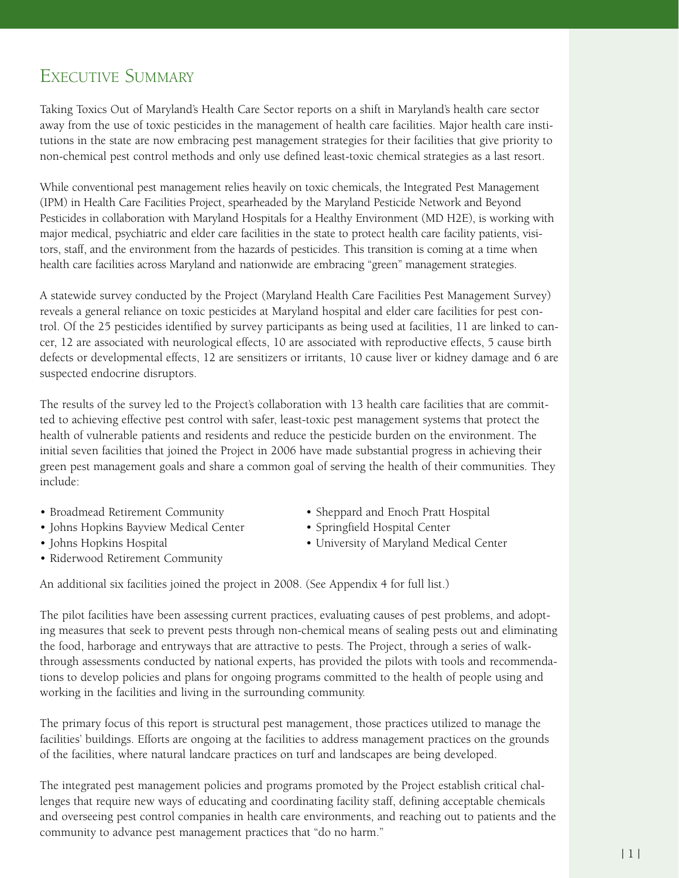# Executive Summary

Taking Toxics Out of Maryland's Health Care Sector reports on a shift in Maryland's health care sector away from the use of toxic pesticides in the management of health care facilities. Major health care institutions in the state are now embracing pest management strategies for their facilities that give priority to non-chemical pest control methods and only use defined least-toxic chemical strategies as a last resort.

While conventional pest management relies heavily on toxic chemicals, the Integrated Pest Management (IPM) in Health Care Facilities Project, spearheaded by the Maryland Pesticide Network and Beyond Pesticides in collaboration with Maryland Hospitals for a Healthy Environment (MD H2E), is working with major medical, psychiatric and elder care facilities in the state to protect health care facility patients, visitors, staff, and the environment from the hazards of pesticides. This transition is coming at a time when health care facilities across Maryland and nationwide are embracing "green" management strategies.

A statewide survey conducted by the Project (Maryland Health Care Facilities Pest Management Survey) reveals a general reliance on toxic pesticides at Maryland hospital and elder care facilities for pest control. Of the 25 pesticides identified by survey participants as being used at facilities, 11 are linked to cancer, 12 are associated with neurological effects, 10 are associated with reproductive effects, 5 cause birth defects or developmental effects, 12 are sensitizers or irritants, 10 cause liver or kidney damage and 6 are suspected endocrine disruptors.

The results of the survey led to the Project's collaboration with 13 health care facilities that are committed to achieving effective pest control with safer, least-toxic pest management systems that protect the health of vulnerable patients and residents and reduce the pesticide burden on the environment. The initial seven facilities that joined the Project in 2006 have made substantial progress in achieving their green pest management goals and share a common goal of serving the health of their communities. They include:

- Broadmead Retirement Community
- Johns Hopkins Bayview Medical Center
- Johns Hopkins Hospital
- Riderwood Retirement Community
- Sheppard and Enoch Pratt Hospital
- Springfield Hospital Center
- University of Maryland Medical Center

An additional six facilities joined the project in 2008. (See Appendix 4 for full list.)

The pilot facilities have been assessing current practices, evaluating causes of pest problems, and adopting measures that seek to prevent pests through non-chemical means of sealing pests out and eliminating the food, harborage and entryways that are attractive to pests. The Project, through a series of walk-through assessments conducted by national experts, has provided the pilots with tools and recommendations to develop policies and plans for ongoing programs committed to the health of people using and working in the facilities and living in the surrounding community.

The primary focus of this report is structural pest management, those practices utilized to manage the facilities' buildings. Efforts are ongoing at the facilities to address management practices on the grounds of the facilities, where natural landcare practices on turf and landscapes are being developed.

The integrated pest management policies and programs promoted by the Project establish critical challenges that require new ways of educating and coordinating facility staff, defining acceptable chemicals and overseeing pest control companies in health care environments, and reaching out to patients and the community to advance pest management practices that "do no harm."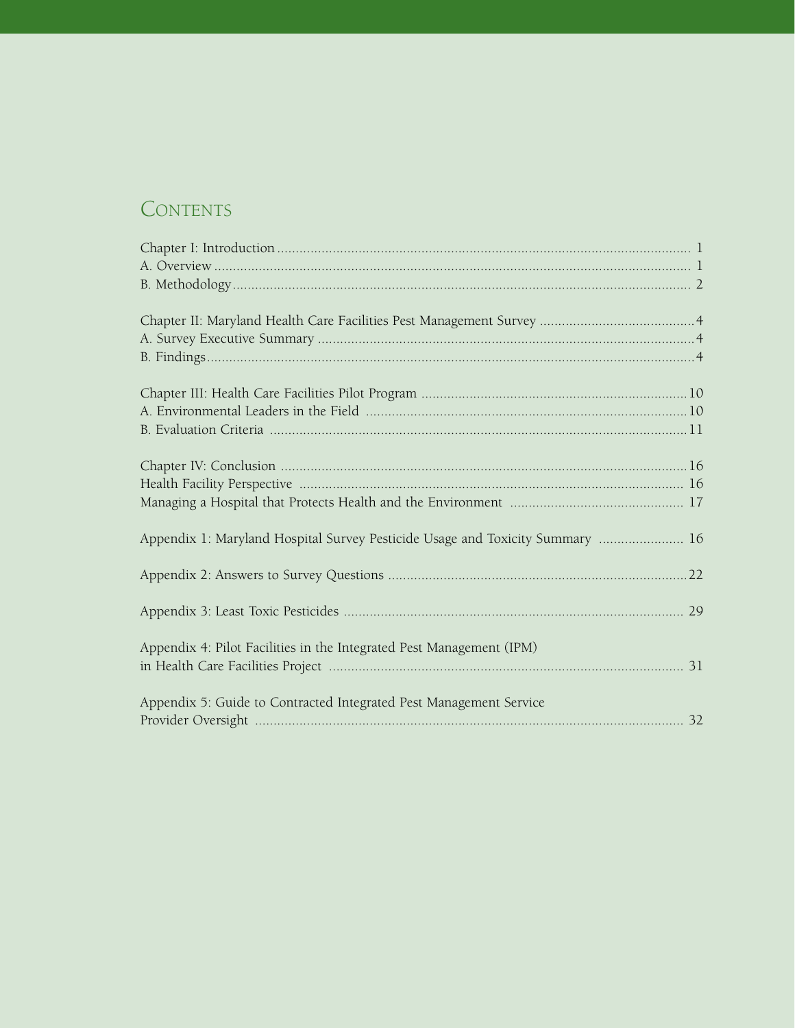# Contents

Chapter I: Introduction ............ 1
A. Overview ............ 1
B. Methodology ............ 2

Chapter II: Maryland Health Care Facilities Pest Management Survey ............ 4
A. Survey Executive Summary ............ 4
B. Findings ............ 4

Chapter III: Health Care Facilities Pilot Program ............ 10
A. Environmental Leaders in the Field ............ 10
B. Evaluation Criteria ............ 11

Chapter IV: Conclusion ............ 16
Health Facility Perspective ............ 16
Managing a Hospital that Protects Health and the Environment ............ 17

Appendix 1: Maryland Hospital Survey Pesticide Usage and Toxicity Summary ............ 16

Appendix 2: Answers to Survey Questions ............ 22

Appendix 3: Least Toxic Pesticides ............ 29

Appendix 4: Pilot Facilities in the Integrated Pest Management (IPM) in Health Care Facilities Project ............ 31

Appendix 5: Guide to Contracted Integrated Pest Management Service Provider Oversight ............ 32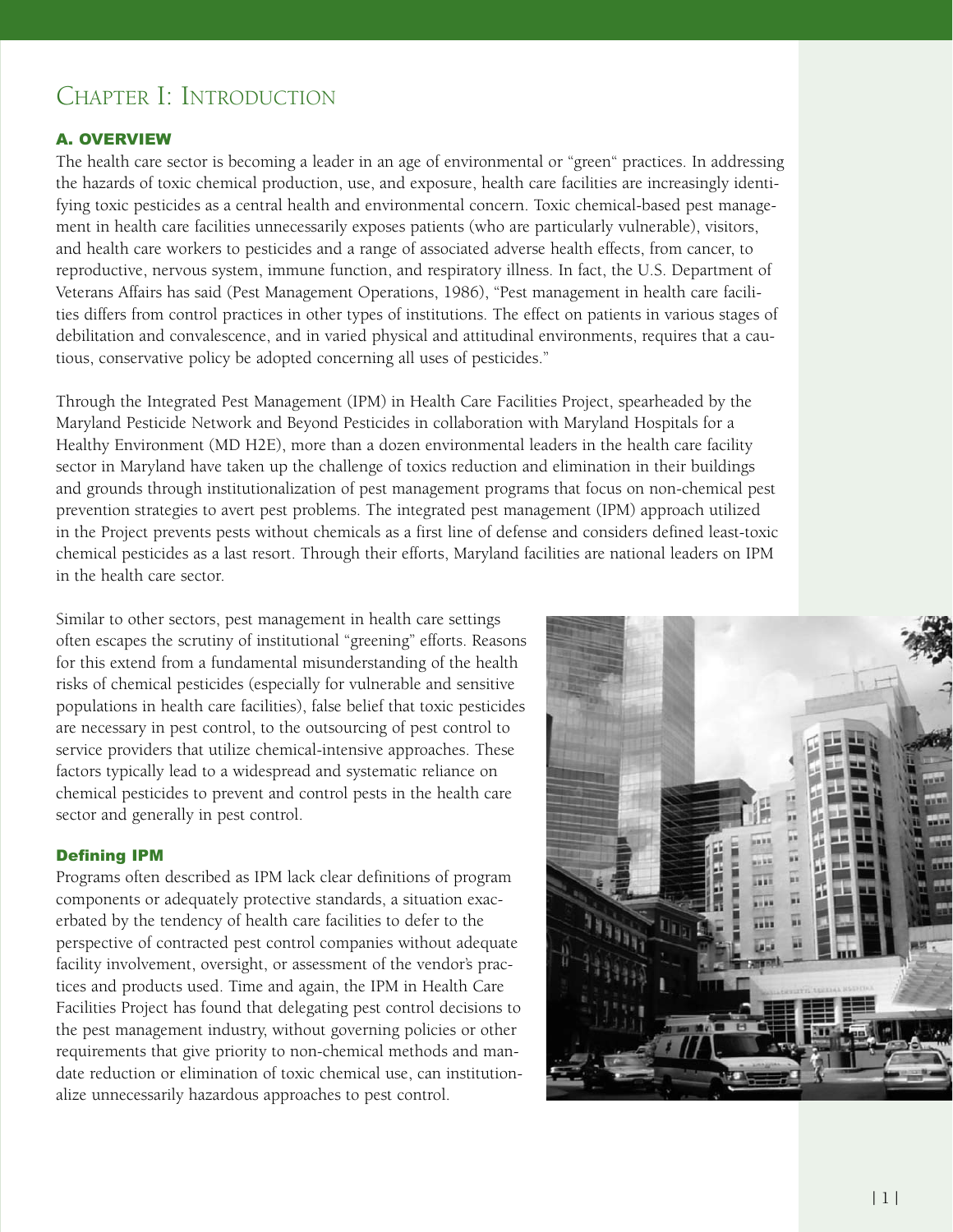# Chapter I: Introduction

## A. OVERVIEW

The health care sector is becoming a leader in an age of environmental or "green" practices. In addressing the hazards of toxic chemical production, use, and exposure, health care facilities are increasingly identifying toxic pesticides as a central health and environmental concern. Toxic chemical-based pest management in health care facilities unnecessarily exposes patients (who are particularly vulnerable), visitors, and health care workers to pesticides and a range of associated adverse health effects, from cancer, to reproductive, nervous system, immune function, and respiratory illness. In fact, the U.S. Department of Veterans Affairs has said (Pest Management Operations, 1986), "Pest management in health care facilities differs from control practices in other types of institutions. The effect on patients in various stages of debilitation and convalescence, and in varied physical and attitudinal environments, requires that a cautious, conservative policy be adopted concerning all uses of pesticides."

Through the Integrated Pest Management (IPM) in Health Care Facilities Project, spearheaded by the Maryland Pesticide Network and Beyond Pesticides in collaboration with Maryland Hospitals for a Healthy Environment (MD H2E), more than a dozen environmental leaders in the health care facility sector in Maryland have taken up the challenge of toxics reduction and elimination in their buildings and grounds through institutionalization of pest management programs that focus on non-chemical pest prevention strategies to avert pest problems. The integrated pest management (IPM) approach utilized in the Project prevents pests without chemicals as a first line of defense and considers defined least-toxic chemical pesticides as a last resort. Through their efforts, Maryland facilities are national leaders on IPM in the health care sector.

Similar to other sectors, pest management in health care settings often escapes the scrutiny of institutional "greening" efforts. Reasons for this extend from a fundamental misunderstanding of the health risks of chemical pesticides (especially for vulnerable and sensitive populations in health care facilities), false belief that toxic pesticides are necessary in pest control, to the outsourcing of pest control to service providers that utilize chemical-intensive approaches. These factors typically lead to a widespread and systematic reliance on chemical pesticides to prevent and control pests in the health care sector and generally in pest control.

### Defining IPM

Programs often described as IPM lack clear definitions of program components or adequately protective standards, a situation exacerbated by the tendency of health care facilities to defer to the perspective of contracted pest control companies without adequate facility involvement, oversight, or assessment of the vendor's practices and products used. Time and again, the IPM in Health Care Facilities Project has found that delegating pest control decisions to the pest management industry, without governing policies or other requirements that give priority to non-chemical methods and mandate reduction or elimination of toxic chemical use, can institutionalize unnecessarily hazardous approaches to pest control.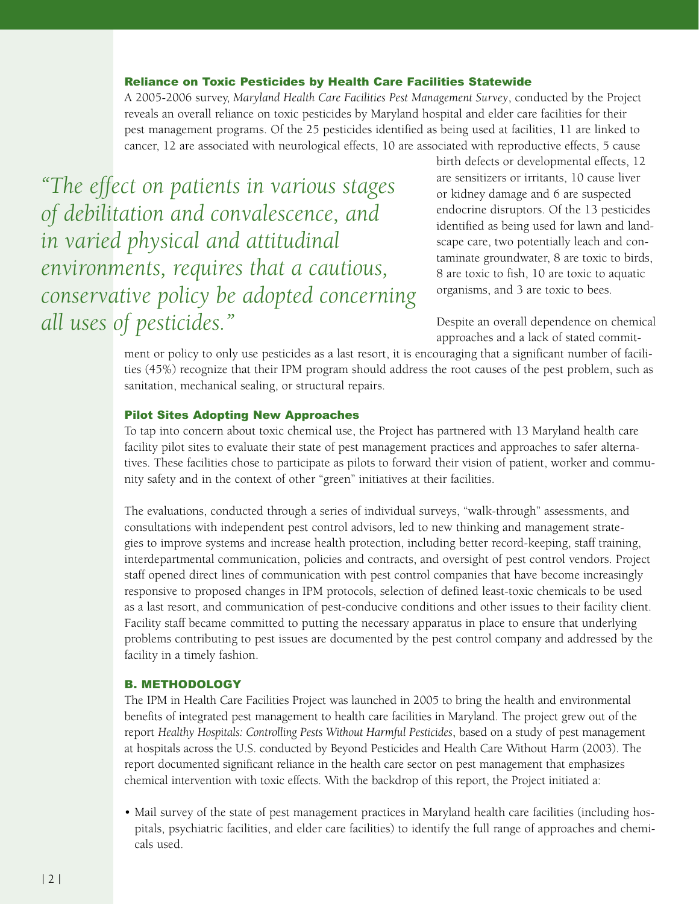### Reliance on Toxic Pesticides by Health Care Facilities Statewide

A 2005-2006 survey, *Maryland Health Care Facilities Pest Management Survey*, conducted by the Project reveals an overall reliance on toxic pesticides by Maryland hospital and elder care facilities for their pest management programs. Of the 25 pesticides identified as being used at facilities, 11 are linked to cancer, 12 are associated with neurological effects, 10 are associated with reproductive effects, 5 cause birth defects or developmental effects, 12 are sensitizers or irritants, 10 cause liver or kidney damage and 6 are suspected endocrine disruptors. Of the 13 pesticides identified as being used for lawn and landscape care, two potentially leach and contaminate groundwater, 8 are toxic to birds, 8 are toxic to fish, 10 are toxic to aquatic organisms, and 3 are toxic to bees.

> *"The effect on patients in various stages of debilitation and convalescence, and in varied physical and attitudinal environments, requires that a cautious, conservative policy be adopted concerning all uses of pesticides."*

Despite an overall dependence on chemical approaches and a lack of stated commitment or policy to only use pesticides as a last resort, it is encouraging that a significant number of facilities (45%) recognize that their IPM program should address the root causes of the pest problem, such as sanitation, mechanical sealing, or structural repairs.

### Pilot Sites Adopting New Approaches

To tap into concern about toxic chemical use, the Project has partnered with 13 Maryland health care facility pilot sites to evaluate their state of pest management practices and approaches to safer alternatives. These facilities chose to participate as pilots to forward their vision of patient, worker and community safety and in the context of other "green" initiatives at their facilities.

The evaluations, conducted through a series of individual surveys, "walk-through" assessments, and consultations with independent pest control advisors, led to new thinking and management strategies to improve systems and increase health protection, including better record-keeping, staff training, interdepartmental communication, policies and contracts, and oversight of pest control vendors. Project staff opened direct lines of communication with pest control companies that have become increasingly responsive to proposed changes in IPM protocols, selection of defined least-toxic chemicals to be used as a last resort, and communication of pest-conducive conditions and other issues to their facility client. Facility staff became committed to putting the necessary apparatus in place to ensure that underlying problems contributing to pest issues are documented by the pest control company and addressed by the facility in a timely fashion.

## B. METHODOLOGY

The IPM in Health Care Facilities Project was launched in 2005 to bring the health and environmental benefits of integrated pest management to health care facilities in Maryland. The project grew out of the report *Healthy Hospitals: Controlling Pests Without Harmful Pesticides*, based on a study of pest management at hospitals across the U.S. conducted by Beyond Pesticides and Health Care Without Harm (2003). The report documented significant reliance in the health care sector on pest management that emphasizes chemical intervention with toxic effects. With the backdrop of this report, the Project initiated a:

- Mail survey of the state of pest management practices in Maryland health care facilities (including hospitals, psychiatric facilities, and elder care facilities) to identify the full range of approaches and chemicals used.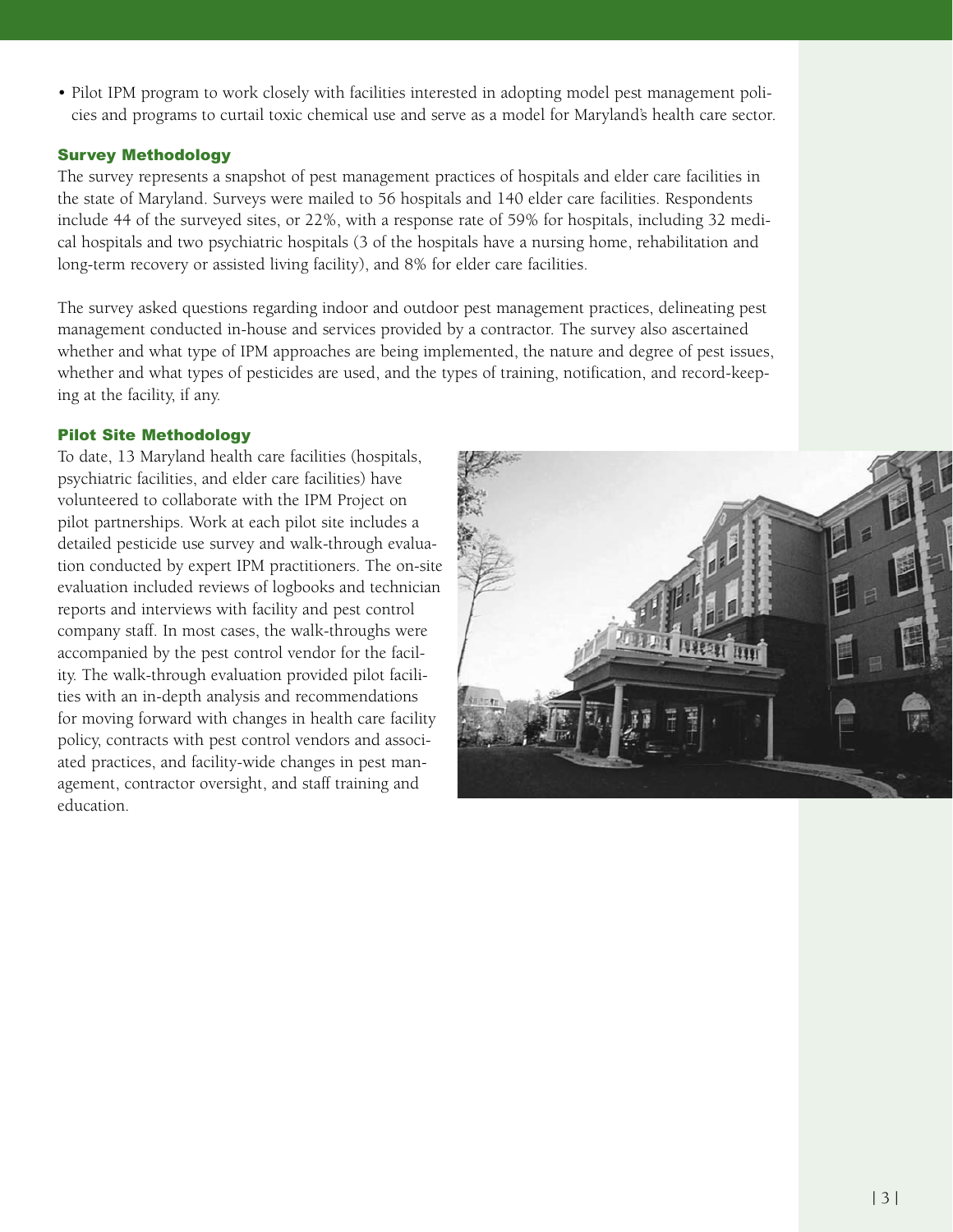- Pilot IPM program to work closely with facilities interested in adopting model pest management policies and programs to curtail toxic chemical use and serve as a model for Maryland's health care sector.

### Survey Methodology

The survey represents a snapshot of pest management practices of hospitals and elder care facilities in the state of Maryland. Surveys were mailed to 56 hospitals and 140 elder care facilities. Respondents include 44 of the surveyed sites, or 22%, with a response rate of 59% for hospitals, including 32 medical hospitals and two psychiatric hospitals (3 of the hospitals have a nursing home, rehabilitation and long-term recovery or assisted living facility), and 8% for elder care facilities.

The survey asked questions regarding indoor and outdoor pest management practices, delineating pest management conducted in-house and services provided by a contractor. The survey also ascertained whether and what type of IPM approaches are being implemented, the nature and degree of pest issues, whether and what types of pesticides are used, and the types of training, notification, and record-keeping at the facility, if any.

### Pilot Site Methodology

To date, 13 Maryland health care facilities (hospitals, psychiatric facilities, and elder care facilities) have volunteered to collaborate with the IPM Project on pilot partnerships. Work at each pilot site includes a detailed pesticide use survey and walk-through evaluation conducted by expert IPM practitioners. The on-site evaluation included reviews of logbooks and technician reports and interviews with facility and pest control company staff. In most cases, the walk-throughs were accompanied by the pest control vendor for the facility. The walk-through evaluation provided pilot facilities with an in-depth analysis and recommendations for moving forward with changes in health care facility policy, contracts with pest control vendors and associated practices, and facility-wide changes in pest management, contractor oversight, and staff training and education.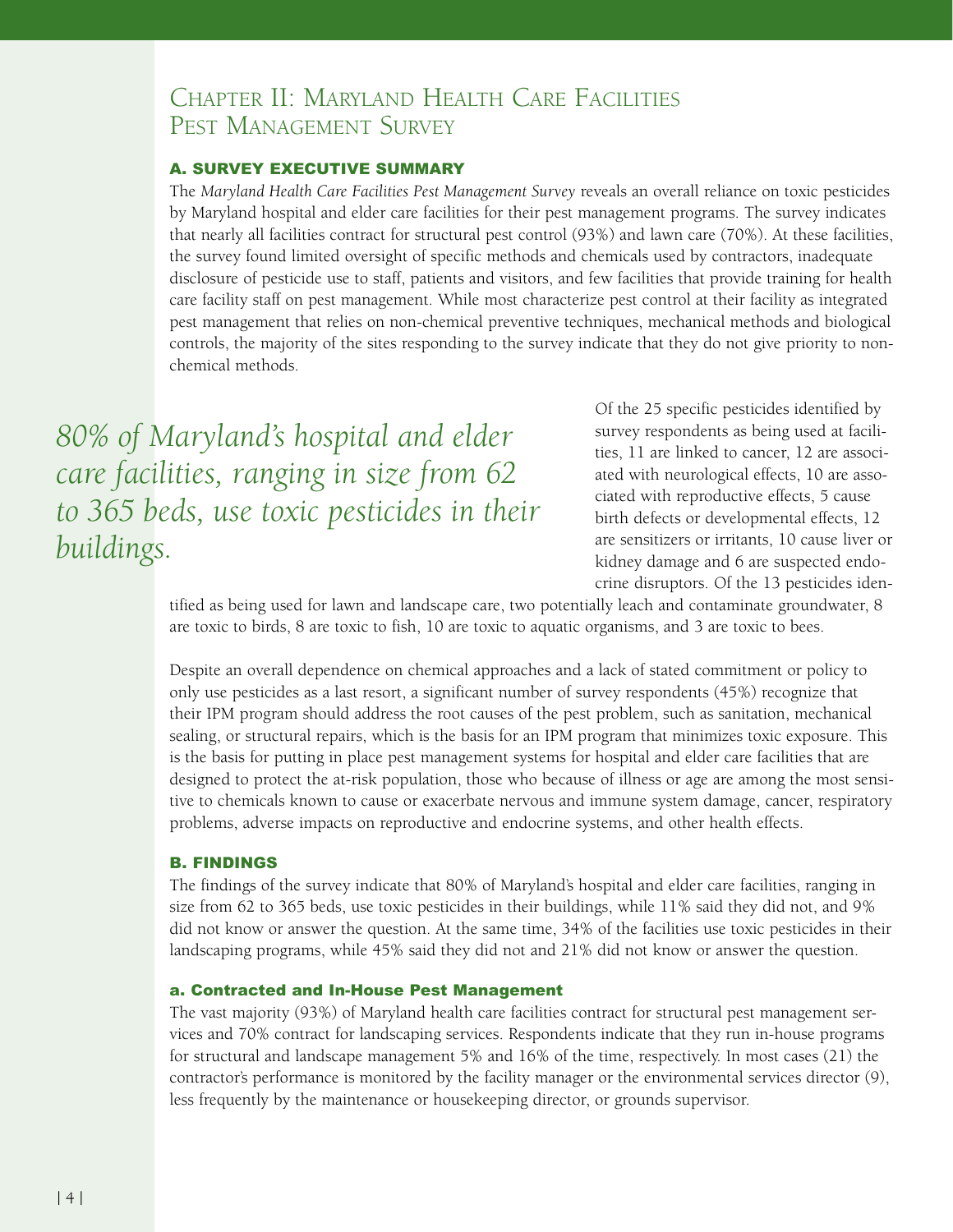# Chapter II: Maryland Health Care Facilities Pest Management Survey

## A. SURVEY EXECUTIVE SUMMARY

The *Maryland Health Care Facilities Pest Management Survey* reveals an overall reliance on toxic pesticides by Maryland hospital and elder care facilities for their pest management programs. The survey indicates that nearly all facilities contract for structural pest control (93%) and lawn care (70%). At these facilities, the survey found limited oversight of specific methods and chemicals used by contractors, inadequate disclosure of pesticide use to staff, patients and visitors, and few facilities that provide training for health care facility staff on pest management. While most characterize pest control at their facility as integrated pest management that relies on non-chemical preventive techniques, mechanical methods and biological controls, the majority of the sites responding to the survey indicate that they do not give priority to non-chemical methods.

*80% of Maryland's hospital and elder care facilities, ranging in size from 62 to 365 beds, use toxic pesticides in their buildings.*

Of the 25 specific pesticides identified by survey respondents as being used at facilities, 11 are linked to cancer, 12 are associated with neurological effects, 10 are associated with reproductive effects, 5 cause birth defects or developmental effects, 12 are sensitizers or irritants, 10 cause liver or kidney damage and 6 are suspected endocrine disruptors. Of the 13 pesticides identified as being used for lawn and landscape care, two potentially leach and contaminate groundwater, 8 are toxic to birds, 8 are toxic to fish, 10 are toxic to aquatic organisms, and 3 are toxic to bees.

Despite an overall dependence on chemical approaches and a lack of stated commitment or policy to only use pesticides as a last resort, a significant number of survey respondents (45%) recognize that their IPM program should address the root causes of the pest problem, such as sanitation, mechanical sealing, or structural repairs, which is the basis for an IPM program that minimizes toxic exposure. This is the basis for putting in place pest management systems for hospital and elder care facilities that are designed to protect the at-risk population, those who because of illness or age are among the most sensitive to chemicals known to cause or exacerbate nervous and immune system damage, cancer, respiratory problems, adverse impacts on reproductive and endocrine systems, and other health effects.

## B. FINDINGS

The findings of the survey indicate that 80% of Maryland's hospital and elder care facilities, ranging in size from 62 to 365 beds, use toxic pesticides in their buildings, while 11% said they did not, and 9% did not know or answer the question. At the same time, 34% of the facilities use toxic pesticides in their landscaping programs, while 45% said they did not and 21% did not know or answer the question.

### a. Contracted and In-House Pest Management

The vast majority (93%) of Maryland health care facilities contract for structural pest management services and 70% contract for landscaping services. Respondents indicate that they run in-house programs for structural and landscape management 5% and 16% of the time, respectively. In most cases (21) the contractor's performance is monitored by the facility manager or the environmental services director (9), less frequently by the maintenance or housekeeping director, or grounds supervisor.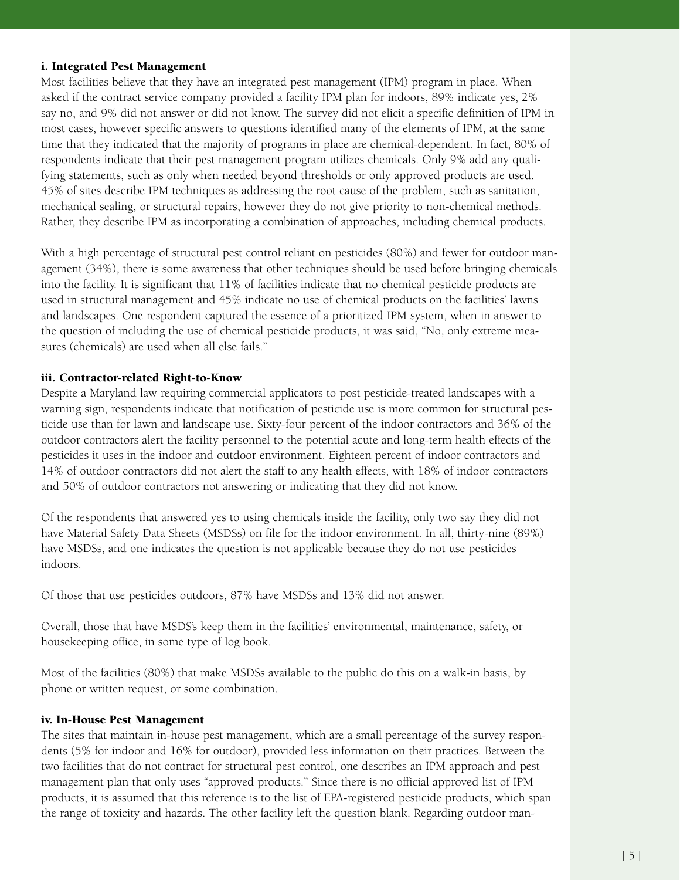### i. Integrated Pest Management

Most facilities believe that they have an integrated pest management (IPM) program in place. When asked if the contract service company provided a facility IPM plan for indoors, 89% indicate yes, 2% say no, and 9% did not answer or did not know. The survey did not elicit a specific definition of IPM in most cases, however specific answers to questions identified many of the elements of IPM, at the same time that they indicated that the majority of programs in place are chemical-dependent. In fact, 80% of respondents indicate that their pest management program utilizes chemicals. Only 9% add any qualifying statements, such as only when needed beyond thresholds or only approved products are used. 45% of sites describe IPM techniques as addressing the root cause of the problem, such as sanitation, mechanical sealing, or structural repairs, however they do not give priority to non-chemical methods. Rather, they describe IPM as incorporating a combination of approaches, including chemical products.

With a high percentage of structural pest control reliant on pesticides (80%) and fewer for outdoor management (34%), there is some awareness that other techniques should be used before bringing chemicals into the facility. It is significant that 11% of facilities indicate that no chemical pesticide products are used in structural management and 45% indicate no use of chemical products on the facilities' lawns and landscapes. One respondent captured the essence of a prioritized IPM system, when in answer to the question of including the use of chemical pesticide products, it was said, "No, only extreme measures (chemicals) are used when all else fails."

### iii. Contractor-related Right-to-Know

Despite a Maryland law requiring commercial applicators to post pesticide-treated landscapes with a warning sign, respondents indicate that notification of pesticide use is more common for structural pesticide use than for lawn and landscape use. Sixty-four percent of the indoor contractors and 36% of the outdoor contractors alert the facility personnel to the potential acute and long-term health effects of the pesticides it uses in the indoor and outdoor environment. Eighteen percent of indoor contractors and 14% of outdoor contractors did not alert the staff to any health effects, with 18% of indoor contractors and 50% of outdoor contractors not answering or indicating that they did not know.

Of the respondents that answered yes to using chemicals inside the facility, only two say they did not have Material Safety Data Sheets (MSDSs) on file for the indoor environment. In all, thirty-nine (89%) have MSDSs, and one indicates the question is not applicable because they do not use pesticides indoors.

Of those that use pesticides outdoors, 87% have MSDSs and 13% did not answer.

Overall, those that have MSDS's keep them in the facilities' environmental, maintenance, safety, or housekeeping office, in some type of log book.

Most of the facilities (80%) that make MSDSs available to the public do this on a walk-in basis, by phone or written request, or some combination.

### iv. In-House Pest Management

The sites that maintain in-house pest management, which are a small percentage of the survey respondents (5% for indoor and 16% for outdoor), provided less information on their practices. Between the two facilities that do not contract for structural pest control, one describes an IPM approach and pest management plan that only uses "approved products." Since there is no official approved list of IPM products, it is assumed that this reference is to the list of EPA-registered pesticide products, which span the range of toxicity and hazards. The other facility left the question blank. Regarding outdoor man-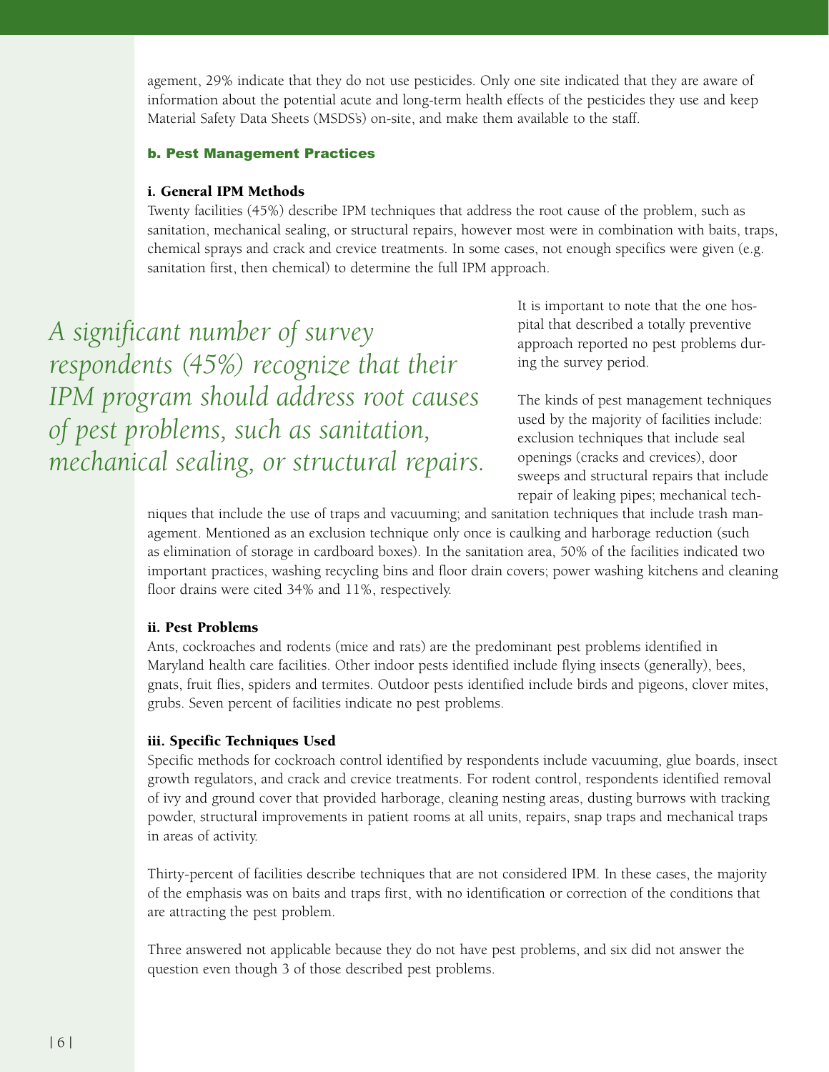agement, 29% indicate that they do not use pesticides. Only one site indicated that they are aware of information about the potential acute and long-term health effects of the pesticides they use and keep Material Safety Data Sheets (MSDS's) on-site, and make them available to the staff.

### b. Pest Management Practices

#### i. General IPM Methods

Twenty facilities (45%) describe IPM techniques that address the root cause of the problem, such as sanitation, mechanical sealing, or structural repairs, however most were in combination with baits, traps, chemical sprays and crack and crevice treatments. In some cases, not enough specifics were given (e.g. sanitation first, then chemical) to determine the full IPM approach.

*A significant number of survey respondents (45%) recognize that their IPM program should address root causes of pest problems, such as sanitation, mechanical sealing, or structural repairs.*

It is important to note that the one hospital that described a totally preventive approach reported no pest problems during the survey period.

The kinds of pest management techniques used by the majority of facilities include: exclusion techniques that include seal openings (cracks and crevices), door sweeps and structural repairs that include repair of leaking pipes; mechanical techniques that include the use of traps and vacuuming; and sanitation techniques that include trash management. Mentioned as an exclusion technique only once is caulking and harborage reduction (such as elimination of storage in cardboard boxes). In the sanitation area, 50% of the facilities indicated two important practices, washing recycling bins and floor drain covers; power washing kitchens and cleaning floor drains were cited 34% and 11%, respectively.

#### ii. Pest Problems

Ants, cockroaches and rodents (mice and rats) are the predominant pest problems identified in Maryland health care facilities. Other indoor pests identified include flying insects (generally), bees, gnats, fruit flies, spiders and termites. Outdoor pests identified include birds and pigeons, clover mites, grubs. Seven percent of facilities indicate no pest problems.

#### iii. Specific Techniques Used

Specific methods for cockroach control identified by respondents include vacuuming, glue boards, insect growth regulators, and crack and crevice treatments. For rodent control, respondents identified removal of ivy and ground cover that provided harborage, cleaning nesting areas, dusting burrows with tracking powder, structural improvements in patient rooms at all units, repairs, snap traps and mechanical traps in areas of activity.

Thirty-percent of facilities describe techniques that are not considered IPM. In these cases, the majority of the emphasis was on baits and traps first, with no identification or correction of the conditions that are attracting the pest problem.

Three answered not applicable because they do not have pest problems, and six did not answer the question even though 3 of those described pest problems.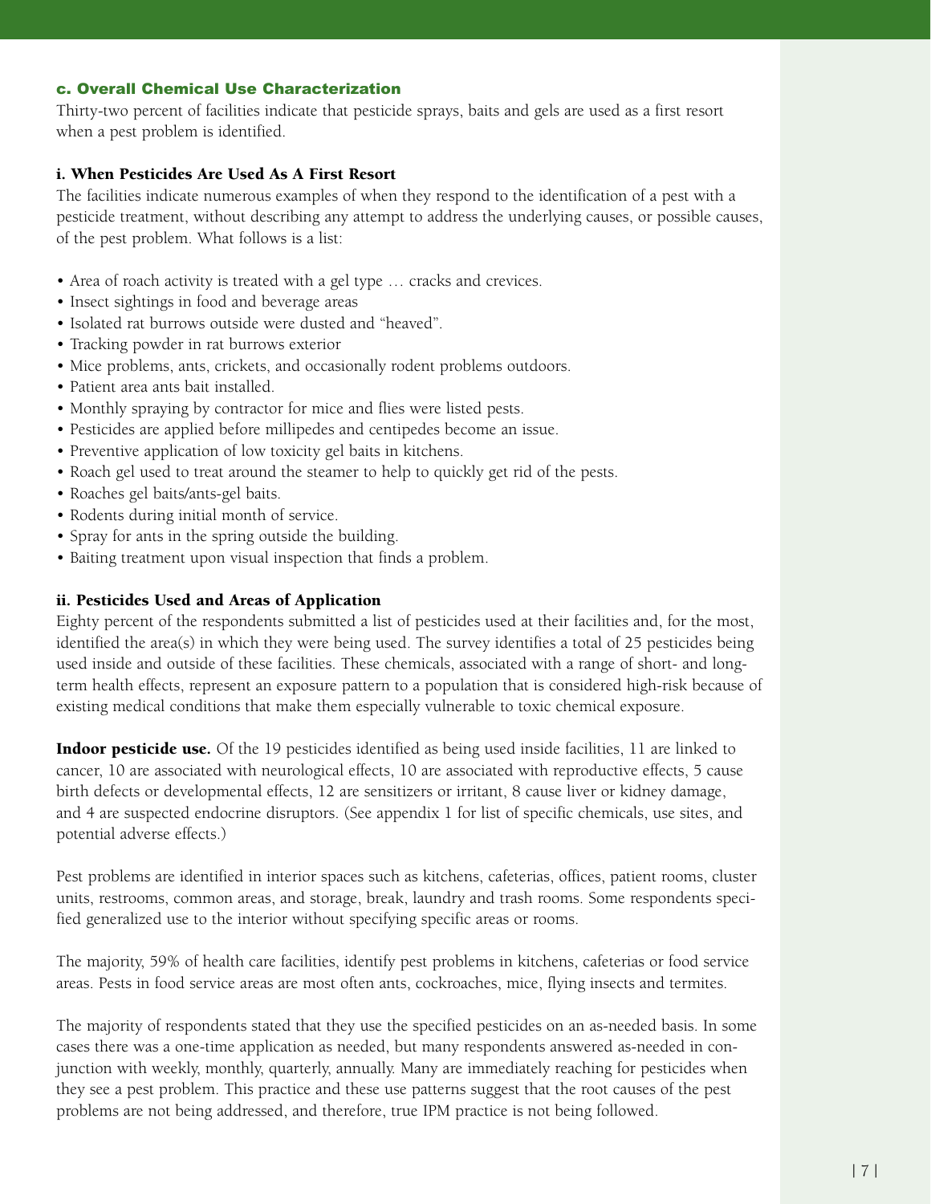### c. Overall Chemical Use Characterization

Thirty-two percent of facilities indicate that pesticide sprays, baits and gels are used as a first resort when a pest problem is identified.

#### i. When Pesticides Are Used As A First Resort

The facilities indicate numerous examples of when they respond to the identification of a pest with a pesticide treatment, without describing any attempt to address the underlying causes, or possible causes, of the pest problem. What follows is a list:

- Area of roach activity is treated with a gel type … cracks and crevices.
- Insect sightings in food and beverage areas
- Isolated rat burrows outside were dusted and "heaved".
- Tracking powder in rat burrows exterior
- Mice problems, ants, crickets, and occasionally rodent problems outdoors.
- Patient area ants bait installed.
- Monthly spraying by contractor for mice and flies were listed pests.
- Pesticides are applied before millipedes and centipedes become an issue.
- Preventive application of low toxicity gel baits in kitchens.
- Roach gel used to treat around the steamer to help to quickly get rid of the pests.
- Roaches gel baits/ants-gel baits.
- Rodents during initial month of service.
- Spray for ants in the spring outside the building.
- Baiting treatment upon visual inspection that finds a problem.

#### ii. Pesticides Used and Areas of Application

Eighty percent of the respondents submitted a list of pesticides used at their facilities and, for the most, identified the area(s) in which they were being used. The survey identifies a total of 25 pesticides being used inside and outside of these facilities. These chemicals, associated with a range of short- and long-term health effects, represent an exposure pattern to a population that is considered high-risk because of existing medical conditions that make them especially vulnerable to toxic chemical exposure.

**Indoor pesticide use.** Of the 19 pesticides identified as being used inside facilities, 11 are linked to cancer, 10 are associated with neurological effects, 10 are associated with reproductive effects, 5 cause birth defects or developmental effects, 12 are sensitizers or irritant, 8 cause liver or kidney damage, and 4 are suspected endocrine disruptors. (See appendix 1 for list of specific chemicals, use sites, and potential adverse effects.)

Pest problems are identified in interior spaces such as kitchens, cafeterias, offices, patient rooms, cluster units, restrooms, common areas, and storage, break, laundry and trash rooms. Some respondents specified generalized use to the interior without specifying specific areas or rooms.

The majority, 59% of health care facilities, identify pest problems in kitchens, cafeterias or food service areas. Pests in food service areas are most often ants, cockroaches, mice, flying insects and termites.

The majority of respondents stated that they use the specified pesticides on an as-needed basis. In some cases there was a one-time application as needed, but many respondents answered as-needed in conjunction with weekly, monthly, quarterly, annually. Many are immediately reaching for pesticides when they see a pest problem. This practice and these use patterns suggest that the root causes of the pest problems are not being addressed, and therefore, true IPM practice is not being followed.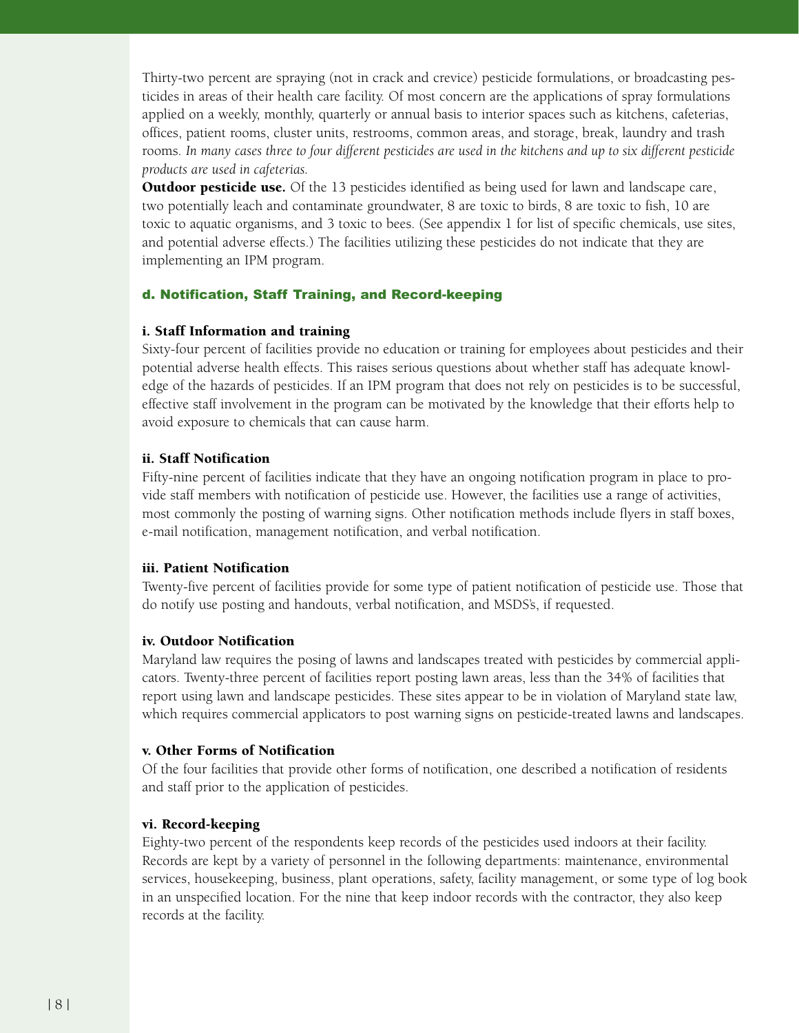Thirty-two percent are spraying (not in crack and crevice) pesticide formulations, or broadcasting pesticides in areas of their health care facility. Of most concern are the applications of spray formulations applied on a weekly, monthly, quarterly or annual basis to interior spaces such as kitchens, cafeterias, offices, patient rooms, cluster units, restrooms, common areas, and storage, break, laundry and trash rooms. *In many cases three to four different pesticides are used in the kitchens and up to six different pesticide products are used in cafeterias.*

**Outdoor pesticide use.** Of the 13 pesticides identified as being used for lawn and landscape care, two potentially leach and contaminate groundwater, 8 are toxic to birds, 8 are toxic to fish, 10 are toxic to aquatic organisms, and 3 toxic to bees. (See appendix 1 for list of specific chemicals, use sites, and potential adverse effects.) The facilities utilizing these pesticides do not indicate that they are implementing an IPM program.

### d. Notification, Staff Training, and Record-keeping

#### i. Staff Information and training

Sixty-four percent of facilities provide no education or training for employees about pesticides and their potential adverse health effects. This raises serious questions about whether staff has adequate knowledge of the hazards of pesticides. If an IPM program that does not rely on pesticides is to be successful, effective staff involvement in the program can be motivated by the knowledge that their efforts help to avoid exposure to chemicals that can cause harm.

#### ii. Staff Notification

Fifty-nine percent of facilities indicate that they have an ongoing notification program in place to provide staff members with notification of pesticide use. However, the facilities use a range of activities, most commonly the posting of warning signs. Other notification methods include flyers in staff boxes, e-mail notification, management notification, and verbal notification.

#### iii. Patient Notification

Twenty-five percent of facilities provide for some type of patient notification of pesticide use. Those that do notify use posting and handouts, verbal notification, and MSDS's, if requested.

#### iv. Outdoor Notification

Maryland law requires the posing of lawns and landscapes treated with pesticides by commercial applicators. Twenty-three percent of facilities report posting lawn areas, less than the 34% of facilities that report using lawn and landscape pesticides. These sites appear to be in violation of Maryland state law, which requires commercial applicators to post warning signs on pesticide-treated lawns and landscapes.

#### v. Other Forms of Notification

Of the four facilities that provide other forms of notification, one described a notification of residents and staff prior to the application of pesticides.

#### vi. Record-keeping

Eighty-two percent of the respondents keep records of the pesticides used indoors at their facility. Records are kept by a variety of personnel in the following departments: maintenance, environmental services, housekeeping, business, plant operations, safety, facility management, or some type of log book in an unspecified location. For the nine that keep indoor records with the contractor, they also keep records at the facility.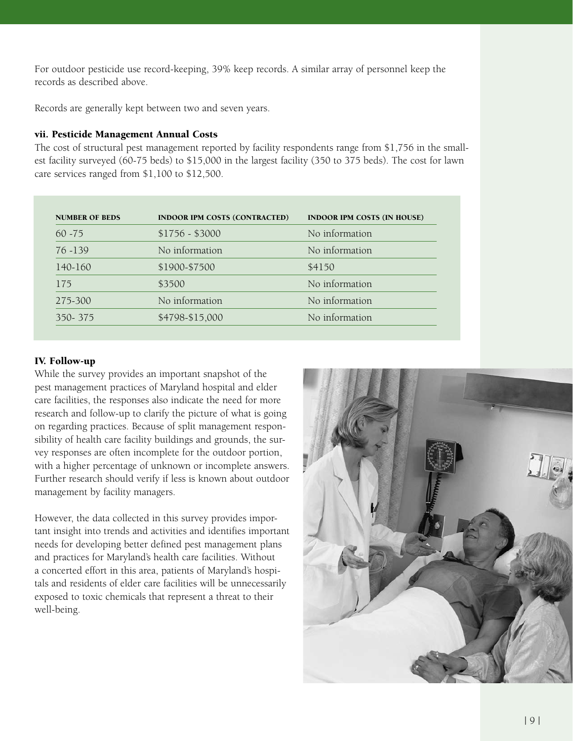For outdoor pesticide use record-keeping, 39% keep records. A similar array of personnel keep the records as described above.

Records are generally kept between two and seven years.

### vii. Pesticide Management Annual Costs

The cost of structural pest management reported by facility respondents range from $1,756 in the smallest facility surveyed (60-75 beds) to $15,000 in the largest facility (350 to 375 beds). The cost for lawn care services ranged from $1,100 to $12,500.

| NUMBER OF BEDS | INDOOR IPM COSTS (CONTRACTED) | INDOOR IPM COSTS (IN HOUSE) |
|---|---|---|
| 60 -75 | $1756 - $3000 | No information |
| 76 -139 | No information | No information |
| 140-160 | $1900-$7500 | $4150 |
| 175 | $3500 | No information |
| 275-300 | No information | No information |
| 350- 375 | $4798-$15,000 | No information |

## IV. Follow-up

While the survey provides an important snapshot of the pest management practices of Maryland hospital and elder care facilities, the responses also indicate the need for more research and follow-up to clarify the picture of what is going on regarding practices. Because of split management responsibility of health care facility buildings and grounds, the survey responses are often incomplete for the outdoor portion, with a higher percentage of unknown or incomplete answers. Further research should verify if less is known about outdoor management by facility managers.

However, the data collected in this survey provides important insight into trends and activities and identifies important needs for developing better defined pest management plans and practices for Maryland's health care facilities. Without a concerted effort in this area, patients of Maryland's hospitals and residents of elder care facilities will be unnecessarily exposed to toxic chemicals that represent a threat to their well-being.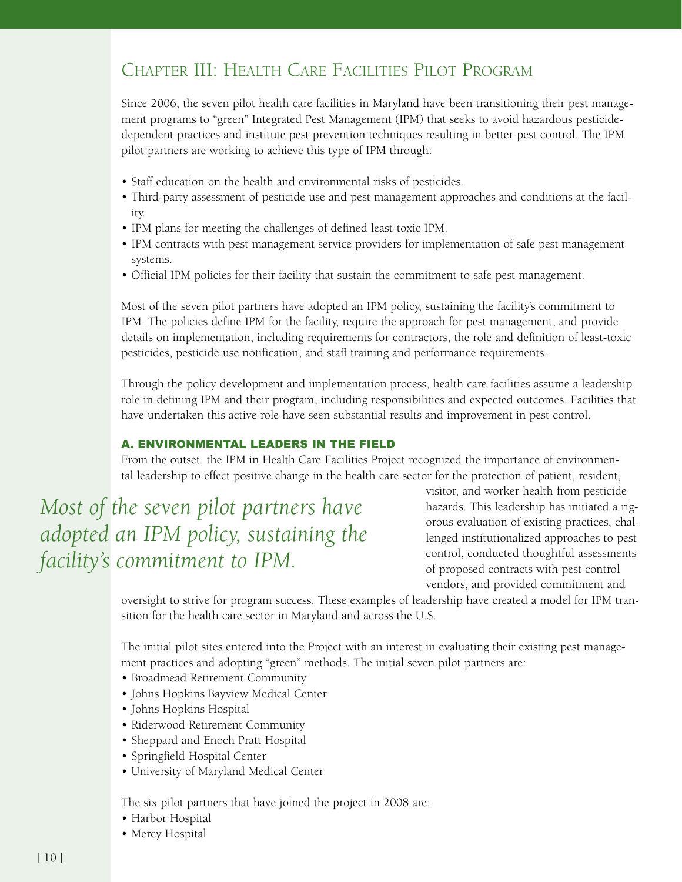# Chapter III: Health Care Facilities Pilot Program

Since 2006, the seven pilot health care facilities in Maryland have been transitioning their pest management programs to "green" Integrated Pest Management (IPM) that seeks to avoid hazardous pesticide-dependent practices and institute pest prevention techniques resulting in better pest control. The IPM pilot partners are working to achieve this type of IPM through:

- Staff education on the health and environmental risks of pesticides.
- Third-party assessment of pesticide use and pest management approaches and conditions at the facility.
- IPM plans for meeting the challenges of defined least-toxic IPM.
- IPM contracts with pest management service providers for implementation of safe pest management systems.
- Official IPM policies for their facility that sustain the commitment to safe pest management.

Most of the seven pilot partners have adopted an IPM policy, sustaining the facility's commitment to IPM. The policies define IPM for the facility, require the approach for pest management, and provide details on implementation, including requirements for contractors, the role and definition of least-toxic pesticides, pesticide use notification, and staff training and performance requirements.

Through the policy development and implementation process, health care facilities assume a leadership role in defining IPM and their program, including responsibilities and expected outcomes. Facilities that have undertaken this active role have seen substantial results and improvement in pest control.

## A. Environmental Leaders in the Field

From the outset, the IPM in Health Care Facilities Project recognized the importance of environmental leadership to effect positive change in the health care sector for the protection of patient, resident, visitor, and worker health from pesticide hazards. This leadership has initiated a rigorous evaluation of existing practices, challenged institutionalized approaches to pest control, conducted thoughtful assessments of proposed contracts with pest control vendors, and provided commitment and oversight to strive for program success. These examples of leadership have created a model for IPM transition for the health care sector in Maryland and across the U.S.

*Most of the seven pilot partners have adopted an IPM policy, sustaining the facility's commitment to IPM.*

The initial pilot sites entered into the Project with an interest in evaluating their existing pest management practices and adopting "green" methods. The initial seven pilot partners are:

- Broadmead Retirement Community
- Johns Hopkins Bayview Medical Center
- Johns Hopkins Hospital
- Riderwood Retirement Community
- Sheppard and Enoch Pratt Hospital
- Springfield Hospital Center
- University of Maryland Medical Center

The six pilot partners that have joined the project in 2008 are:

- Harbor Hospital
- Mercy Hospital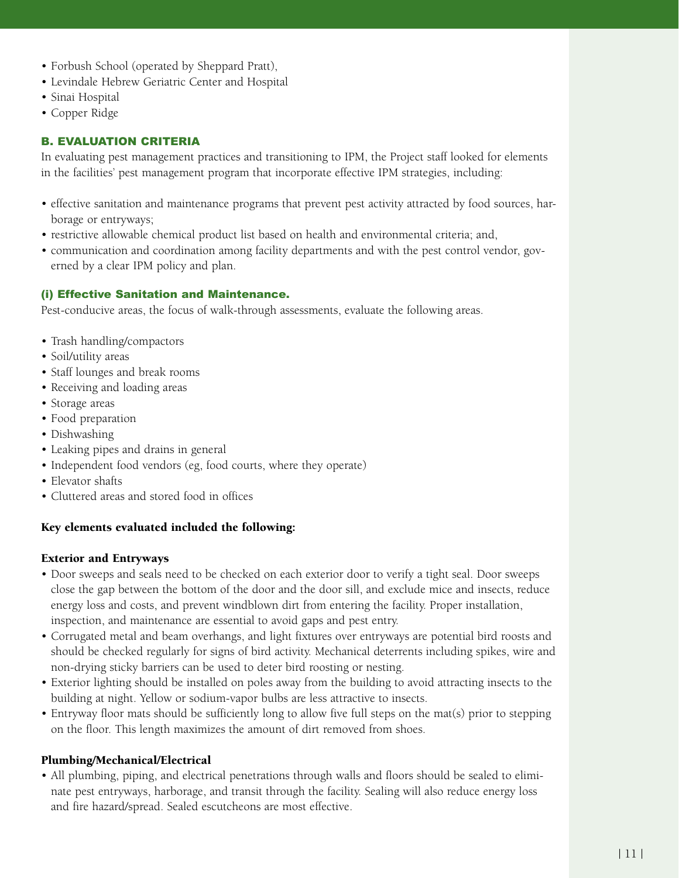- Forbush School (operated by Sheppard Pratt),
- Levindale Hebrew Geriatric Center and Hospital
- Sinai Hospital
- Copper Ridge

## B. EVALUATION CRITERIA

In evaluating pest management practices and transitioning to IPM, the Project staff looked for elements in the facilities' pest management program that incorporate effective IPM strategies, including:

- effective sanitation and maintenance programs that prevent pest activity attracted by food sources, harborage or entryways;
- restrictive allowable chemical product list based on health and environmental criteria; and,
- communication and coordination among facility departments and with the pest control vendor, governed by a clear IPM policy and plan.

### (i) Effective Sanitation and Maintenance.

Pest-conducive areas, the focus of walk-through assessments, evaluate the following areas.

- Trash handling/compactors
- Soil/utility areas
- Staff lounges and break rooms
- Receiving and loading areas
- Storage areas
- Food preparation
- Dishwashing
- Leaking pipes and drains in general
- Independent food vendors (eg, food courts, where they operate)
- Elevator shafts
- Cluttered areas and stored food in offices

**Key elements evaluated included the following:**

**Exterior and Entryways**

- Door sweeps and seals need to be checked on each exterior door to verify a tight seal. Door sweeps close the gap between the bottom of the door and the door sill, and exclude mice and insects, reduce energy loss and costs, and prevent windblown dirt from entering the facility. Proper installation, inspection, and maintenance are essential to avoid gaps and pest entry.
- Corrugated metal and beam overhangs, and light fixtures over entryways are potential bird roosts and should be checked regularly for signs of bird activity. Mechanical deterrents including spikes, wire and non-drying sticky barriers can be used to deter bird roosting or nesting.
- Exterior lighting should be installed on poles away from the building to avoid attracting insects to the building at night. Yellow or sodium-vapor bulbs are less attractive to insects.
- Entryway floor mats should be sufficiently long to allow five full steps on the mat(s) prior to stepping on the floor. This length maximizes the amount of dirt removed from shoes.

**Plumbing/Mechanical/Electrical**

- All plumbing, piping, and electrical penetrations through walls and floors should be sealed to eliminate pest entryways, harborage, and transit through the facility. Sealing will also reduce energy loss and fire hazard/spread. Sealed escutcheons are most effective.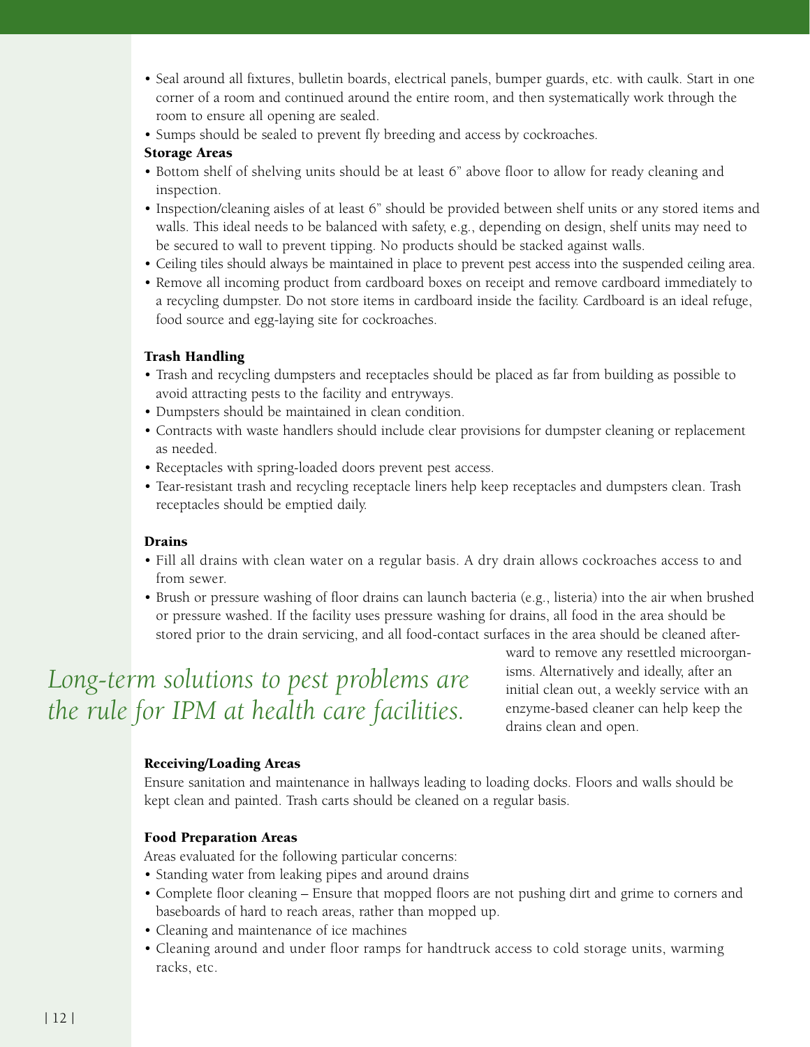- Seal around all fixtures, bulletin boards, electrical panels, bumper guards, etc. with caulk. Start in one corner of a room and continued around the entire room, and then systematically work through the room to ensure all opening are sealed.
- Sumps should be sealed to prevent fly breeding and access by cockroaches.

**Storage Areas**

- Bottom shelf of shelving units should be at least 6" above floor to allow for ready cleaning and inspection.
- Inspection/cleaning aisles of at least 6" should be provided between shelf units or any stored items and walls. This ideal needs to be balanced with safety, e.g., depending on design, shelf units may need to be secured to wall to prevent tipping. No products should be stacked against walls.
- Ceiling tiles should always be maintained in place to prevent pest access into the suspended ceiling area.
- Remove all incoming product from cardboard boxes on receipt and remove cardboard immediately to a recycling dumpster. Do not store items in cardboard inside the facility. Cardboard is an ideal refuge, food source and egg-laying site for cockroaches.

**Trash Handling**

- Trash and recycling dumpsters and receptacles should be placed as far from building as possible to avoid attracting pests to the facility and entryways.
- Dumpsters should be maintained in clean condition.
- Contracts with waste handlers should include clear provisions for dumpster cleaning or replacement as needed.
- Receptacles with spring-loaded doors prevent pest access.
- Tear-resistant trash and recycling receptacle liners help keep receptacles and dumpsters clean. Trash receptacles should be emptied daily.

**Drains**

- Fill all drains with clean water on a regular basis. A dry drain allows cockroaches access to and from sewer.
- Brush or pressure washing of floor drains can launch bacteria (e.g., listeria) into the air when brushed or pressure washed. If the facility uses pressure washing for drains, all food in the area should be stored prior to the drain servicing, and all food-contact surfaces in the area should be cleaned afterward to remove any resettled microorganisms. Alternatively and ideally, after an initial clean out, a weekly service with an enzyme-based cleaner can help keep the drains clean and open.

*Long-term solutions to pest problems are the rule for IPM at health care facilities.*

**Receiving/Loading Areas**

Ensure sanitation and maintenance in hallways leading to loading docks. Floors and walls should be kept clean and painted. Trash carts should be cleaned on a regular basis.

**Food Preparation Areas**

Areas evaluated for the following particular concerns:

- Standing water from leaking pipes and around drains
- Complete floor cleaning – Ensure that mopped floors are not pushing dirt and grime to corners and baseboards of hard to reach areas, rather than mopped up.
- Cleaning and maintenance of ice machines
- Cleaning around and under floor ramps for handtruck access to cold storage units, warming racks, etc.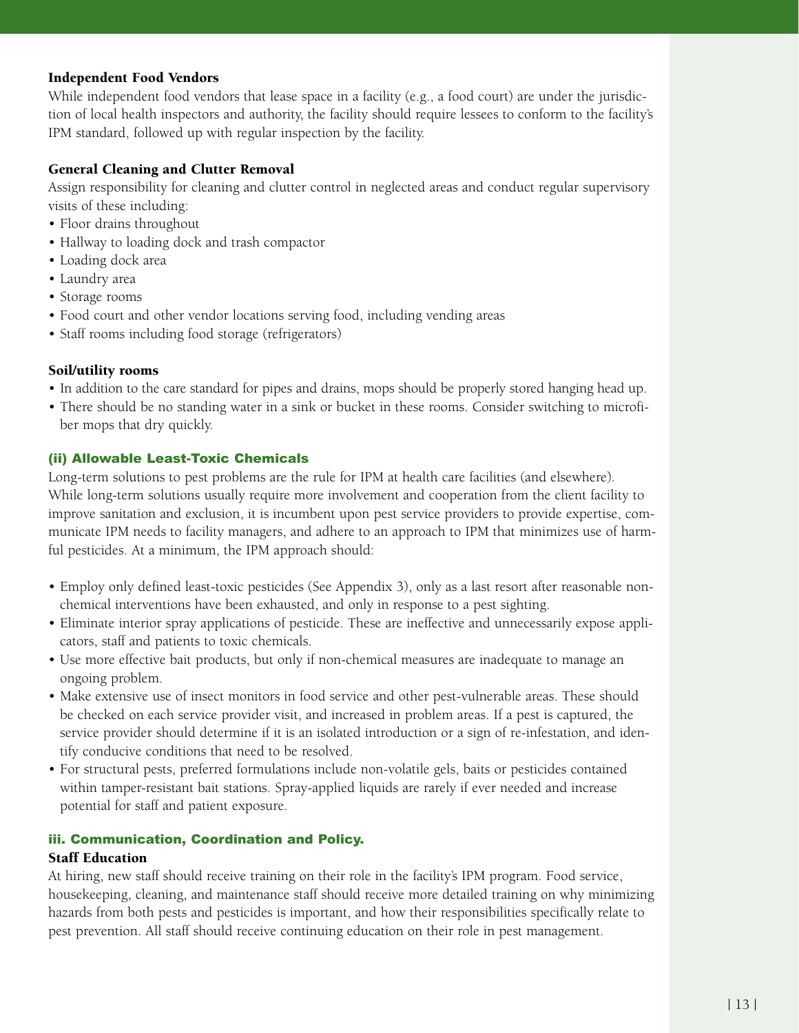### Independent Food Vendors

While independent food vendors that lease space in a facility (e.g., a food court) are under the jurisdiction of local health inspectors and authority, the facility should require lessees to conform to the facility's IPM standard, followed up with regular inspection by the facility.

### General Cleaning and Clutter Removal

Assign responsibility for cleaning and clutter control in neglected areas and conduct regular supervisory visits of these including:

- Floor drains throughout
- Hallway to loading dock and trash compactor
- Loading dock area
- Laundry area
- Storage rooms
- Food court and other vendor locations serving food, including vending areas
- Staff rooms including food storage (refrigerators)

### Soil/utility rooms

- In addition to the care standard for pipes and drains, mops should be properly stored hanging head up.
- There should be no standing water in a sink or bucket in these rooms. Consider switching to microfiber mops that dry quickly.

## (ii) Allowable Least-Toxic Chemicals

Long-term solutions to pest problems are the rule for IPM at health care facilities (and elsewhere). While long-term solutions usually require more involvement and cooperation from the client facility to improve sanitation and exclusion, it is incumbent upon pest service providers to provide expertise, communicate IPM needs to facility managers, and adhere to an approach to IPM that minimizes use of harmful pesticides. At a minimum, the IPM approach should:

- Employ only defined least-toxic pesticides (See Appendix 3), only as a last resort after reasonable non-chemical interventions have been exhausted, and only in response to a pest sighting.
- Eliminate interior spray applications of pesticide. These are ineffective and unnecessarily expose applicators, staff and patients to toxic chemicals.
- Use more effective bait products, but only if non-chemical measures are inadequate to manage an ongoing problem.
- Make extensive use of insect monitors in food service and other pest-vulnerable areas. These should be checked on each service provider visit, and increased in problem areas. If a pest is captured, the service provider should determine if it is an isolated introduction or a sign of re-infestation, and identify conducive conditions that need to be resolved.
- For structural pests, preferred formulations include non-volatile gels, baits or pesticides contained within tamper-resistant bait stations. Spray-applied liquids are rarely if ever needed and increase potential for staff and patient exposure.

## iii. Communication, Coordination and Policy.

### Staff Education

At hiring, new staff should receive training on their role in the facility's IPM program. Food service, housekeeping, cleaning, and maintenance staff should receive more detailed training on why minimizing hazards from both pests and pesticides is important, and how their responsibilities specifically relate to pest prevention. All staff should receive continuing education on their role in pest management.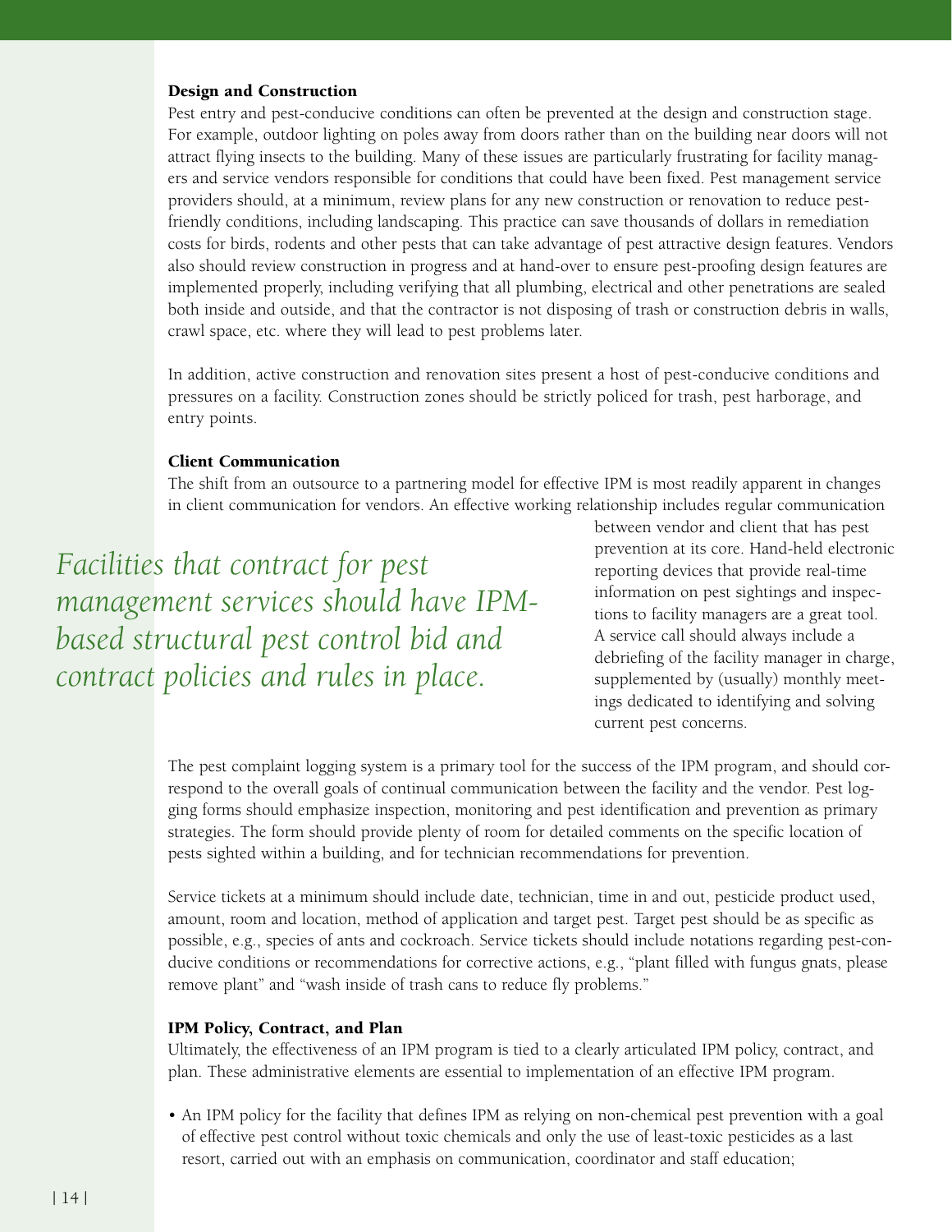### Design and Construction

Pest entry and pest-conducive conditions can often be prevented at the design and construction stage. For example, outdoor lighting on poles away from doors rather than on the building near doors will not attract flying insects to the building. Many of these issues are particularly frustrating for facility managers and service vendors responsible for conditions that could have been fixed. Pest management service providers should, at a minimum, review plans for any new construction or renovation to reduce pest-friendly conditions, including landscaping. This practice can save thousands of dollars in remediation costs for birds, rodents and other pests that can take advantage of pest attractive design features. Vendors also should review construction in progress and at hand-over to ensure pest-proofing design features are implemented properly, including verifying that all plumbing, electrical and other penetrations are sealed both inside and outside, and that the contractor is not disposing of trash or construction debris in walls, crawl space, etc. where they will lead to pest problems later.

In addition, active construction and renovation sites present a host of pest-conducive conditions and pressures on a facility. Construction zones should be strictly policed for trash, pest harborage, and entry points.

### Client Communication

The shift from an outsource to a partnering model for effective IPM is most readily apparent in changes in client communication for vendors. An effective working relationship includes regular communication between vendor and client that has pest prevention at its core. Hand-held electronic reporting devices that provide real-time information on pest sightings and inspections to facility managers are a great tool. A service call should always include a debriefing of the facility manager in charge, supplemented by (usually) monthly meetings dedicated to identifying and solving current pest concerns.

*Facilities that contract for pest management services should have IPM-based structural pest control bid and contract policies and rules in place.*

The pest complaint logging system is a primary tool for the success of the IPM program, and should correspond to the overall goals of continual communication between the facility and the vendor. Pest logging forms should emphasize inspection, monitoring and pest identification and prevention as primary strategies. The form should provide plenty of room for detailed comments on the specific location of pests sighted within a building, and for technician recommendations for prevention.

Service tickets at a minimum should include date, technician, time in and out, pesticide product used, amount, room and location, method of application and target pest. Target pest should be as specific as possible, e.g., species of ants and cockroach. Service tickets should include notations regarding pest-conducive conditions or recommendations for corrective actions, e.g., "plant filled with fungus gnats, please remove plant" and "wash inside of trash cans to reduce fly problems."

### IPM Policy, Contract, and Plan

Ultimately, the effectiveness of an IPM program is tied to a clearly articulated IPM policy, contract, and plan. These administrative elements are essential to implementation of an effective IPM program.

- An IPM policy for the facility that defines IPM as relying on non-chemical pest prevention with a goal of effective pest control without toxic chemicals and only the use of least-toxic pesticides as a last resort, carried out with an emphasis on communication, coordinator and staff education;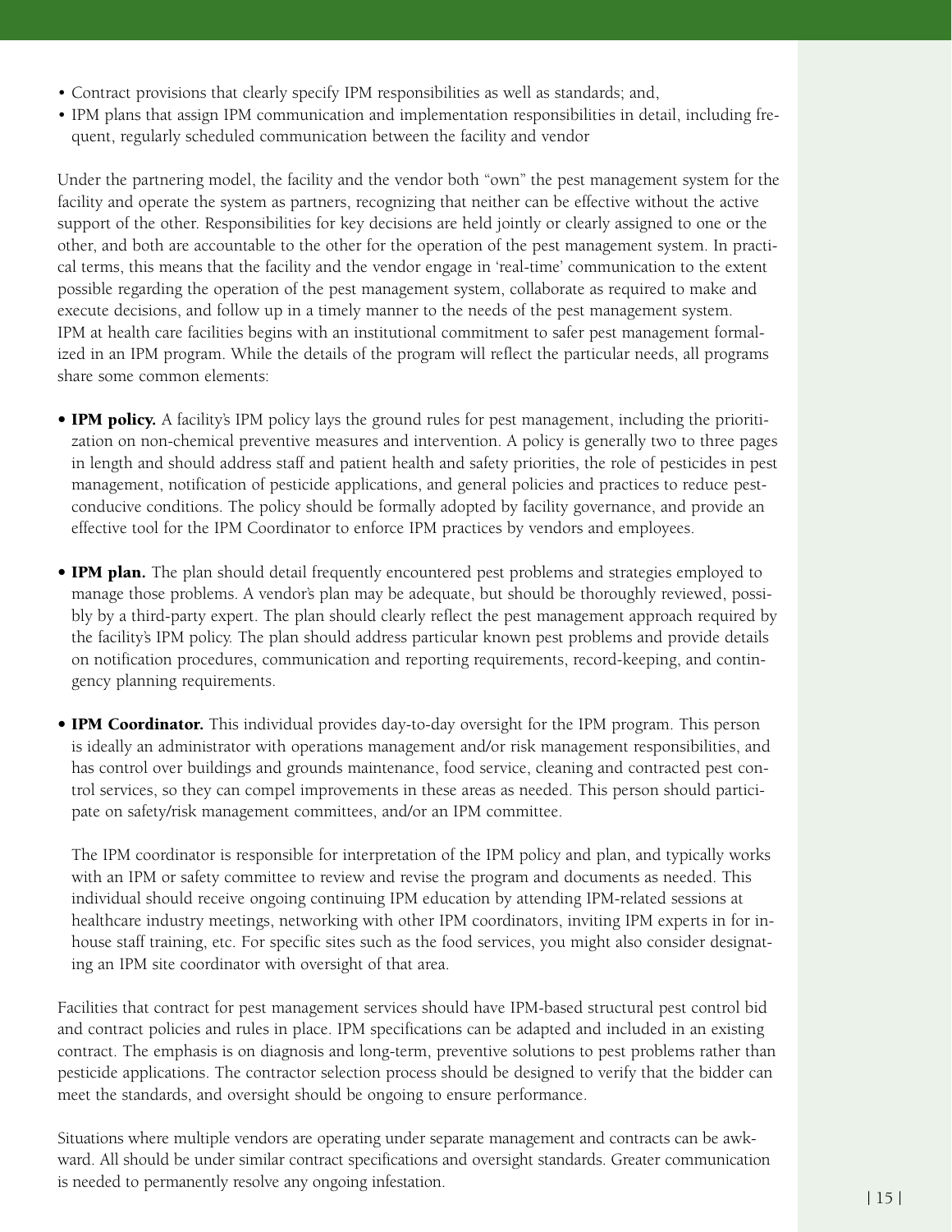- Contract provisions that clearly specify IPM responsibilities as well as standards; and,
- IPM plans that assign IPM communication and implementation responsibilities in detail, including frequent, regularly scheduled communication between the facility and vendor

Under the partnering model, the facility and the vendor both "own" the pest management system for the facility and operate the system as partners, recognizing that neither can be effective without the active support of the other. Responsibilities for key decisions are held jointly or clearly assigned to one or the other, and both are accountable to the other for the operation of the pest management system. In practical terms, this means that the facility and the vendor engage in 'real-time' communication to the extent possible regarding the operation of the pest management system, collaborate as required to make and execute decisions, and follow up in a timely manner to the needs of the pest management system.
IPM at health care facilities begins with an institutional commitment to safer pest management formalized in an IPM program. While the details of the program will reflect the particular needs, all programs share some common elements:

- **IPM policy.** A facility's IPM policy lays the ground rules for pest management, including the prioritization on non-chemical preventive measures and intervention. A policy is generally two to three pages in length and should address staff and patient health and safety priorities, the role of pesticides in pest management, notification of pesticide applications, and general policies and practices to reduce pest-conducive conditions. The policy should be formally adopted by facility governance, and provide an effective tool for the IPM Coordinator to enforce IPM practices by vendors and employees.

- **IPM plan.** The plan should detail frequently encountered pest problems and strategies employed to manage those problems. A vendor's plan may be adequate, but should be thoroughly reviewed, possibly by a third-party expert. The plan should clearly reflect the pest management approach required by the facility's IPM policy. The plan should address particular known pest problems and provide details on notification procedures, communication and reporting requirements, record-keeping, and contingency planning requirements.

- **IPM Coordinator.** This individual provides day-to-day oversight for the IPM program. This person is ideally an administrator with operations management and/or risk management responsibilities, and has control over buildings and grounds maintenance, food service, cleaning and contracted pest control services, so they can compel improvements in these areas as needed. This person should participate on safety/risk management committees, and/or an IPM committee.

  The IPM coordinator is responsible for interpretation of the IPM policy and plan, and typically works with an IPM or safety committee to review and revise the program and documents as needed. This individual should receive ongoing continuing IPM education by attending IPM-related sessions at healthcare industry meetings, networking with other IPM coordinators, inviting IPM experts in for in-house staff training, etc. For specific sites such as the food services, you might also consider designating an IPM site coordinator with oversight of that area.

Facilities that contract for pest management services should have IPM-based structural pest control bid and contract policies and rules in place. IPM specifications can be adapted and included in an existing contract. The emphasis is on diagnosis and long-term, preventive solutions to pest problems rather than pesticide applications. The contractor selection process should be designed to verify that the bidder can meet the standards, and oversight should be ongoing to ensure performance.

Situations where multiple vendors are operating under separate management and contracts can be awkward. All should be under similar contract specifications and oversight standards. Greater communication is needed to permanently resolve any ongoing infestation.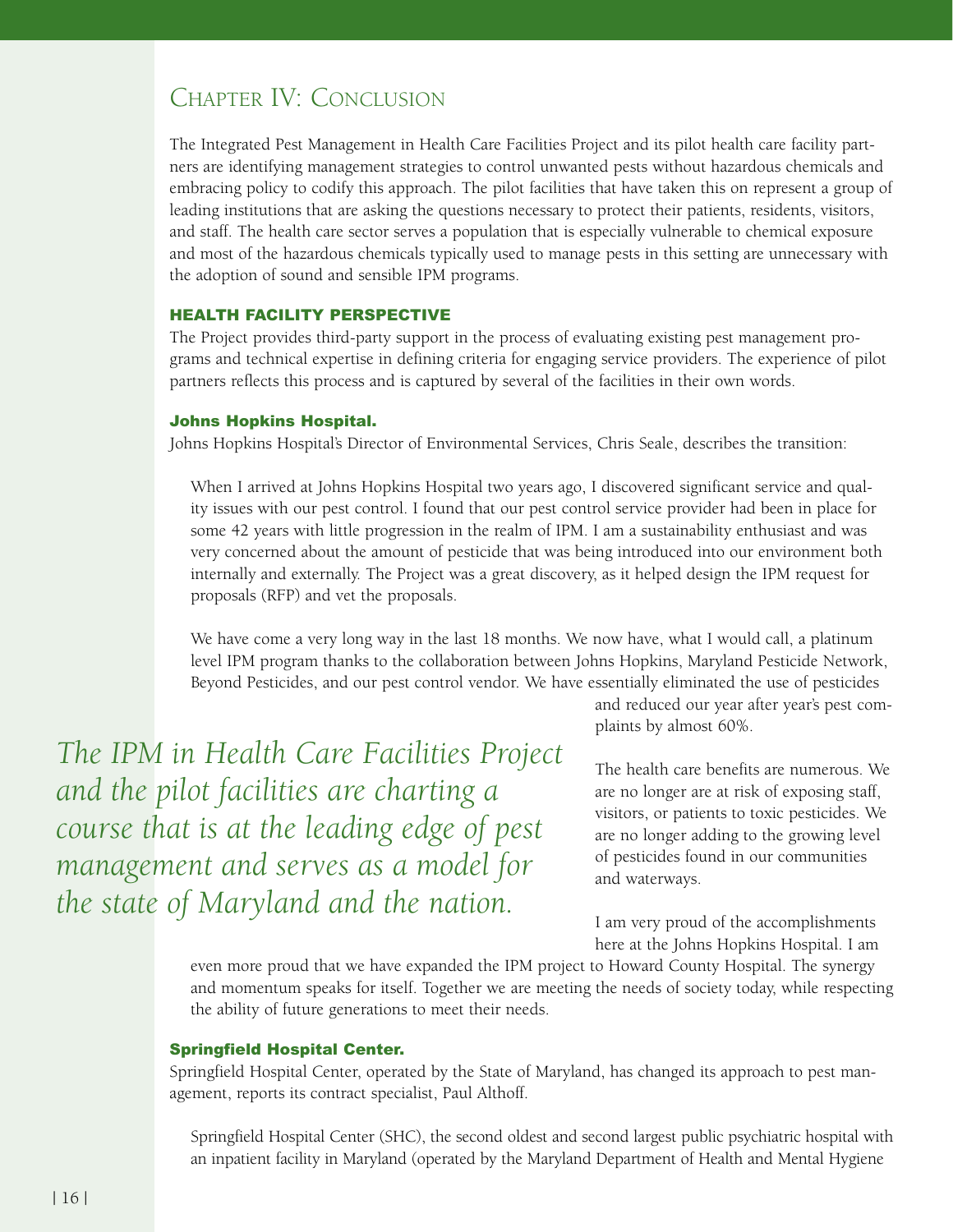# Chapter IV: Conclusion

The Integrated Pest Management in Health Care Facilities Project and its pilot health care facility partners are identifying management strategies to control unwanted pests without hazardous chemicals and embracing policy to codify this approach. The pilot facilities that have taken this on represent a group of leading institutions that are asking the questions necessary to protect their patients, residents, visitors, and staff. The health care sector serves a population that is especially vulnerable to chemical exposure and most of the hazardous chemicals typically used to manage pests in this setting are unnecessary with the adoption of sound and sensible IPM programs.

## HEALTH FACILITY PERSPECTIVE

The Project provides third-party support in the process of evaluating existing pest management programs and technical expertise in defining criteria for engaging service providers. The experience of pilot partners reflects this process and is captured by several of the facilities in their own words.

### Johns Hopkins Hospital.

Johns Hopkins Hospital's Director of Environmental Services, Chris Seale, describes the transition:

> When I arrived at Johns Hopkins Hospital two years ago, I discovered significant service and quality issues with our pest control. I found that our pest control service provider had been in place for some 42 years with little progression in the realm of IPM. I am a sustainability enthusiast and was very concerned about the amount of pesticide that was being introduced into our environment both internally and externally. The Project was a great discovery, as it helped design the IPM request for proposals (RFP) and vet the proposals.
>
> We have come a very long way in the last 18 months. We now have, what I would call, a platinum level IPM program thanks to the collaboration between Johns Hopkins, Maryland Pesticide Network, Beyond Pesticides, and our pest control vendor. We have essentially eliminated the use of pesticides and reduced our year after year's pest complaints by almost 60%.
>
> The health care benefits are numerous. We are no longer are at risk of exposing staff, visitors, or patients to toxic pesticides. We are no longer adding to the growing level of pesticides found in our communities and waterways.
>
> I am very proud of the accomplishments here at the Johns Hopkins Hospital. I am even more proud that we have expanded the IPM project to Howard County Hospital. The synergy and momentum speaks for itself. Together we are meeting the needs of society today, while respecting the ability of future generations to meet their needs.

*The IPM in Health Care Facilities Project and the pilot facilities are charting a course that is at the leading edge of pest management and serves as a model for the state of Maryland and the nation.*

### Springfield Hospital Center.

Springfield Hospital Center, operated by the State of Maryland, has changed its approach to pest management, reports its contract specialist, Paul Althoff.

> Springfield Hospital Center (SHC), the second oldest and second largest public psychiatric hospital with an inpatient facility in Maryland (operated by the Maryland Department of Health and Mental Hygiene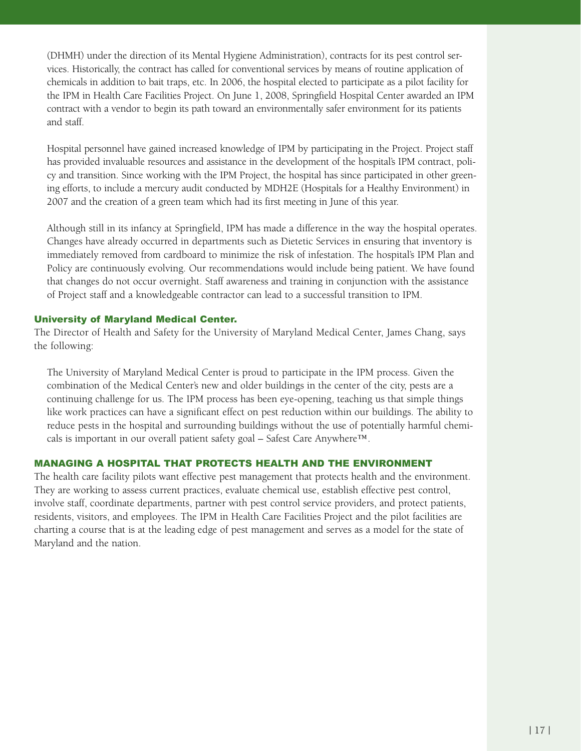(DHMH) under the direction of its Mental Hygiene Administration), contracts for its pest control services. Historically, the contract has called for conventional services by means of routine application of chemicals in addition to bait traps, etc. In 2006, the hospital elected to participate as a pilot facility for the IPM in Health Care Facilities Project. On June 1, 2008, Springfield Hospital Center awarded an IPM contract with a vendor to begin its path toward an environmentally safer environment for its patients and staff.

Hospital personnel have gained increased knowledge of IPM by participating in the Project. Project staff has provided invaluable resources and assistance in the development of the hospital's IPM contract, policy and transition. Since working with the IPM Project, the hospital has since participated in other greening efforts, to include a mercury audit conducted by MDH2E (Hospitals for a Healthy Environment) in 2007 and the creation of a green team which had its first meeting in June of this year.

Although still in its infancy at Springfield, IPM has made a difference in the way the hospital operates. Changes have already occurred in departments such as Dietetic Services in ensuring that inventory is immediately removed from cardboard to minimize the risk of infestation. The hospital's IPM Plan and Policy are continuously evolving. Our recommendations would include being patient. We have found that changes do not occur overnight. Staff awareness and training in conjunction with the assistance of Project staff and a knowledgeable contractor can lead to a successful transition to IPM.

### University of Maryland Medical Center.

The Director of Health and Safety for the University of Maryland Medical Center, James Chang, says the following:

> The University of Maryland Medical Center is proud to participate in the IPM process. Given the combination of the Medical Center's new and older buildings in the center of the city, pests are a continuing challenge for us. The IPM process has been eye-opening, teaching us that simple things like work practices can have a significant effect on pest reduction within our buildings. The ability to reduce pests in the hospital and surrounding buildings without the use of potentially harmful chemicals is important in our overall patient safety goal – Safest Care Anywhere™.

## MANAGING A HOSPITAL THAT PROTECTS HEALTH AND THE ENVIRONMENT

The health care facility pilots want effective pest management that protects health and the environment. They are working to assess current practices, evaluate chemical use, establish effective pest control, involve staff, coordinate departments, partner with pest control service providers, and protect patients, residents, visitors, and employees. The IPM in Health Care Facilities Project and the pilot facilities are charting a course that is at the leading edge of pest management and serves as a model for the state of Maryland and the nation.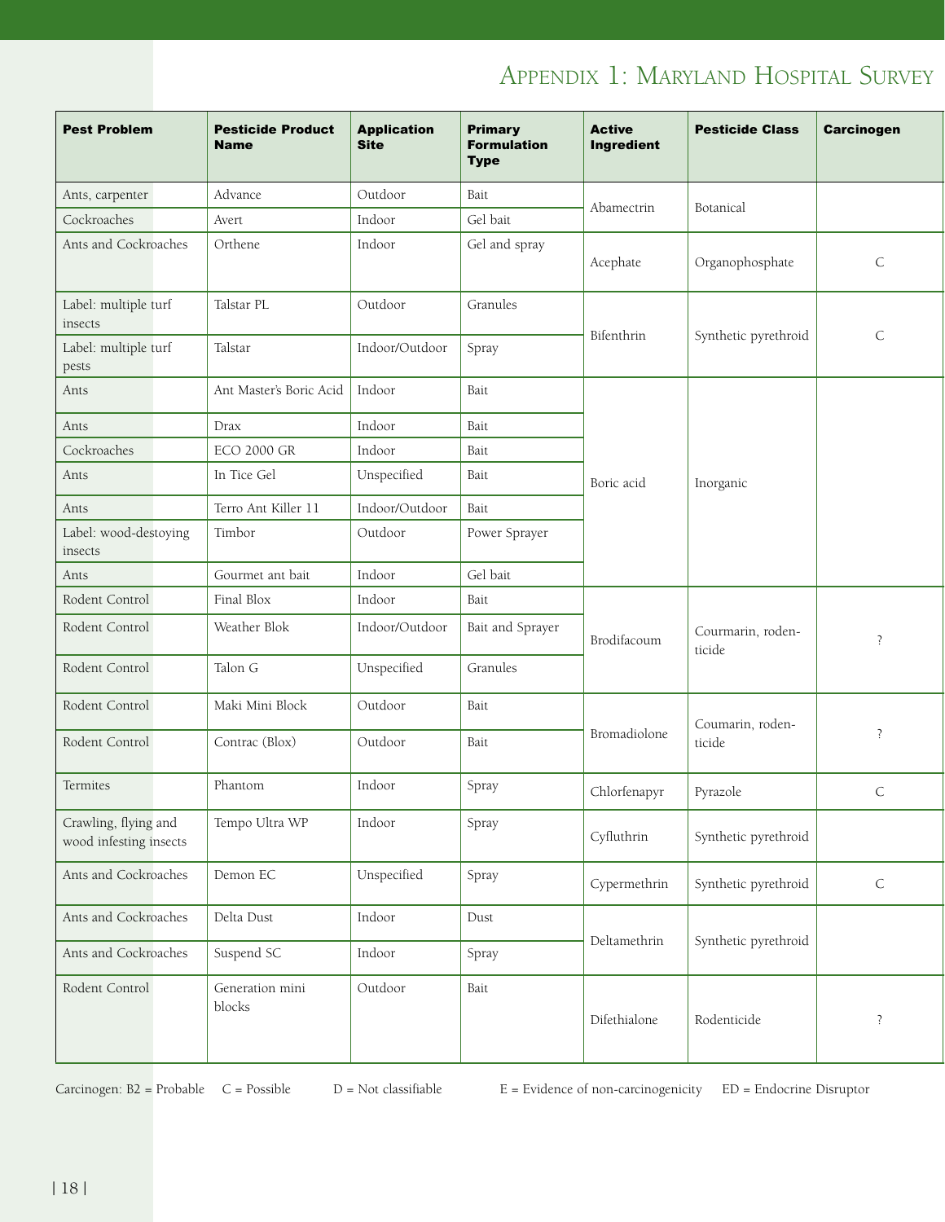# Appendix 1: Maryland Hospital Survey

| Pest Problem | Pesticide Product Name | Application Site | Primary Formulation Type | Active Ingredient | Pesticide Class | Carcinogen |
|---|---|---|---|---|---|---|
| Ants, carpenter | Advance | Outdoor | Bait | Abamectrin | Botanical | |
| Cockroaches | Avert | Indoor | Gel bait | | | |
| Ants and Cockroaches | Orthene | Indoor | Gel and spray | Acephate | Organophosphate | C |
| Label: multiple turf insects | Talstar PL | Outdoor | Granules | Bifenthrin | Synthetic pyrethroid | C |
| Label: multiple turf pests | Talstar | Indoor/Outdoor | Spray | | | |
| Ants | Ant Master's Boric Acid | Indoor | Bait | Boric acid | Inorganic | |
| Ants | Drax | Indoor | Bait | | | |
| Cockroaches | ECO 2000 GR | Indoor | Bait | | | |
| Ants | In Tice Gel | Unspecified | Bait | | | |
| Ants | Terro Ant Killer 11 | Indoor/Outdoor | Bait | | | |
| Label: wood-destoying insects | Timbor | Outdoor | Power Sprayer | | | |
| Ants | Gourmet ant bait | Indoor | Gel bait | | | |
| Rodent Control | Final Blox | Indoor | Bait | Brodifacoum | Courmarin, rodenticide | ? |
| Rodent Control | Weather Blok | Indoor/Outdoor | Bait and Sprayer | | | |
| Rodent Control | Talon G | Unspecified | Granules | | | |
| Rodent Control | Maki Mini Block | Outdoor | Bait | Bromadiolone | Coumarin, rodenticide | ? |
| Rodent Control | Contrac (Blox) | Outdoor | Bait | | | |
| Termites | Phantom | Indoor | Spray | Chlorfenapyr | Pyrazole | C |
| Crawling, flying and wood infesting insects | Tempo Ultra WP | Indoor | Spray | Cyfluthrin | Synthetic pyrethroid | |
| Ants and Cockroaches | Demon EC | Unspecified | Spray | Cypermethrin | Synthetic pyrethroid | C |
| Ants and Cockroaches | Delta Dust | Indoor | Dust | Deltamethrin | Synthetic pyrethroid | |
| Ants and Cockroaches | Suspend SC | Indoor | Spray | | | |
| Rodent Control | Generation mini blocks | Outdoor | Bait | Difethialone | Rodenticide | ? |

Carcinogen: B2 = Probable C = Possible D = Not classifiable E = Evidence of non-carcinogenicity ED = Endocrine Disruptor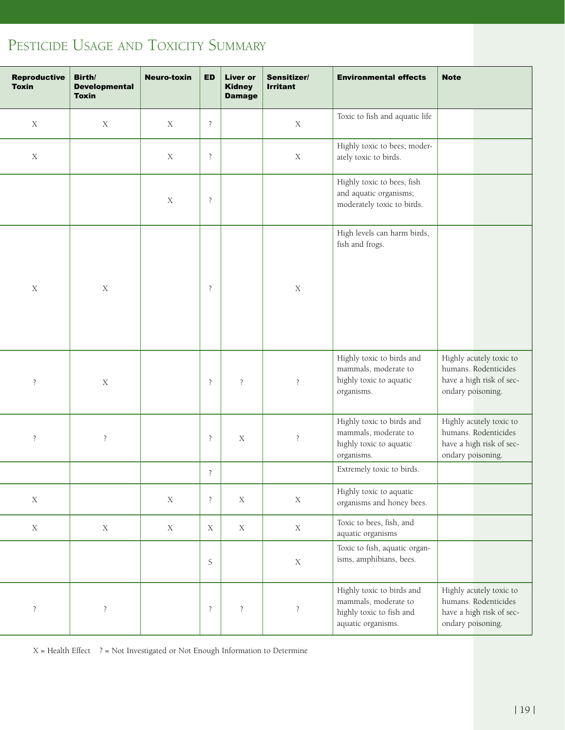## Pesticide Usage and Toxicity Summary

| Reproductive Toxin | Birth/ Developmental Toxin | Neuro-toxin | ED | Liver or Kidney Damage | Sensitizer/ Irritant | Environmental effects | Note |
|---|---|---|---|---|---|---|---|
| X | X | X | ? | | X | Toxic to fish and aquatic life | |
| X | | X | ? | | X | Highly toxic to bees; moderately toxic to birds. | |
| | | X | ? | | | Highly toxic to bees, fish and aquatic organisms; moderately toxic to birds. | |
| X | X | | ? | | X | High levels can harm birds, fish and frogs. | |
| ? | X | | ? | ? | ? | Highly toxic to birds and mammals, moderate to highly toxic to aquatic organisms. | Highly acutely toxic to humans. Rodenticides have a high risk of secondary poisoning. |
| ? | ? | | ? | X | ? | Highly toxic to birds and mammals, moderate to highly toxic to aquatic organisms. | Highly acutely toxic to humans. Rodenticides have a high risk of secondary poisoning. |
| | | | ? | | | Extremely toxic to birds. | |
| X | | X | ? | X | X | Highly toxic to aquatic organisms and honey bees. | |
| X | X | X | X | X | X | Toxic to bees, fish, and aquatic organisms | |
| | | | S | | X | Toxic to fish, aquatic organisms, amphibians, bees. | |
| ? | ? | | ? | ? | ? | Highly toxic to birds and mammals, moderate to highly toxic to fish and aquatic organisms. | Highly acutely toxic to humans. Rodenticides have a high risk of secondary poisoning. |

X = Health Effect ? = Not Investigated or Not Enough Information to Determine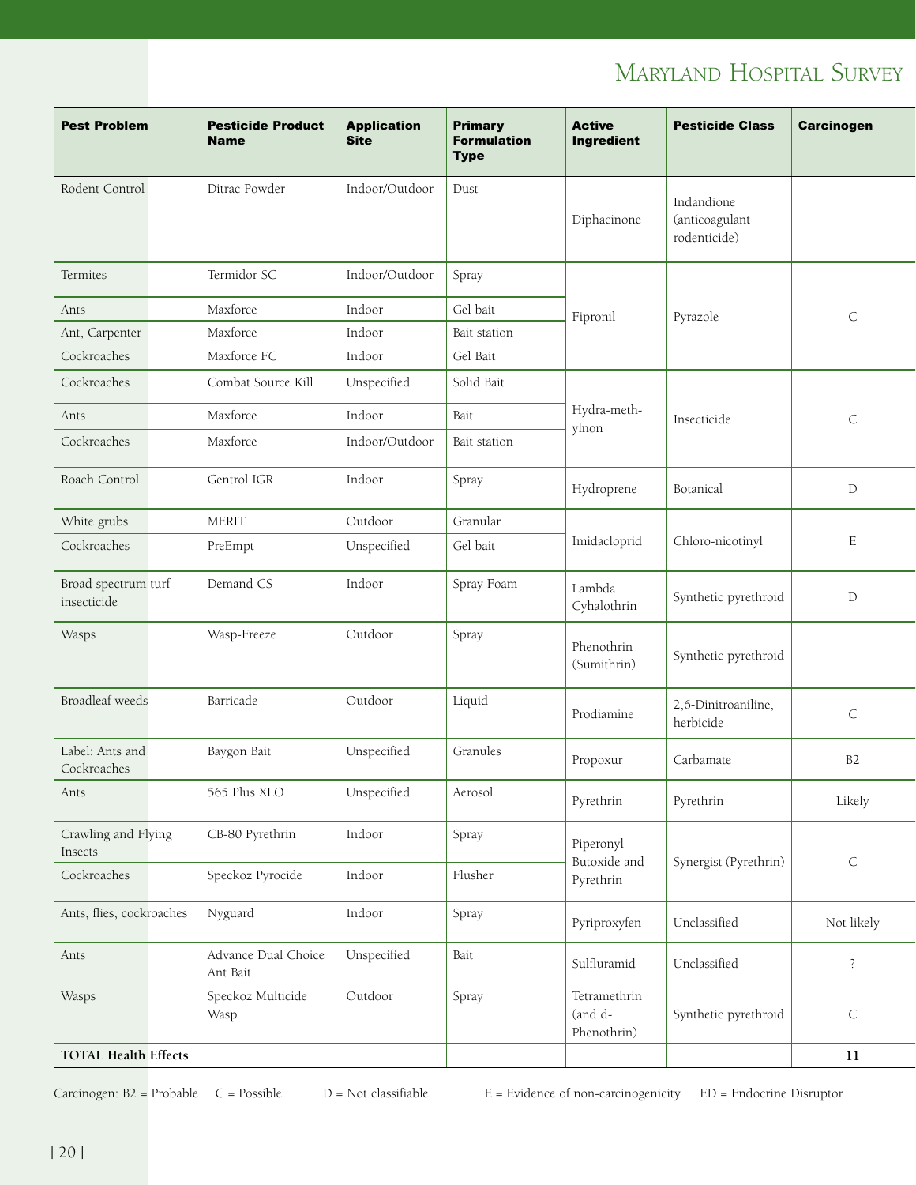# Maryland Hospital Survey

| Pest Problem | Pesticide Product Name | Application Site | Primary Formulation Type | Active Ingredient | Pesticide Class | Carcinogen |
|---|---|---|---|---|---|---|
| Rodent Control | Ditrac Powder | Indoor/Outdoor | Dust | Diphacinone | Indandione (anticoagulant rodenticide) | |
| Termites | Termidor SC | Indoor/Outdoor | Spray | Fipronil | Pyrazole | C |
| Ants | Maxforce | Indoor | Gel bait | | | |
| Ant, Carpenter | Maxforce | Indoor | Bait station | | | |
| Cockroaches | Maxforce FC | Indoor | Gel Bait | | | |
| Cockroaches | Combat Source Kill | Unspecified | Solid Bait | Hydra-meth-ylnon | Insecticide | C |
| Ants | Maxforce | Indoor | Bait | | | |
| Cockroaches | Maxforce | Indoor/Outdoor | Bait station | | | |
| Roach Control | Gentrol IGR | Indoor | Spray | Hydroprene | Botanical | D |
| White grubs | MERIT | Outdoor | Granular | Imidacloprid | Chloro-nicotinyl | E |
| Cockroaches | PreEmpt | Unspecified | Gel bait | | | |
| Broad spectrum turf insecticide | Demand CS | Indoor | Spray Foam | Lambda Cyhalothrin | Synthetic pyrethroid | D |
| Wasps | Wasp-Freeze | Outdoor | Spray | Phenothrin (Sumithrin) | Synthetic pyrethroid | |
| Broadleaf weeds | Barricade | Outdoor | Liquid | Prodiamine | 2,6-Dinitroaniline, herbicide | C |
| Label: Ants and Cockroaches | Baygon Bait | Unspecified | Granules | Propoxur | Carbamate | B2 |
| Ants | 565 Plus XLO | Unspecified | Aerosol | Pyrethrin | Pyrethrin | Likely |
| Crawling and Flying Insects | CB-80 Pyrethrin | Indoor | Spray | Piperonyl Butoxide and Pyrethrin | Synergist (Pyrethrin) | C |
| Cockroaches | Speckoz Pyrocide | Indoor | Flusher | | | |
| Ants, flies, cockroaches | Nyguard | Indoor | Spray | Pyriproxyfen | Unclassified | Not likely |
| Ants | Advance Dual Choice Ant Bait | Unspecified | Bait | Sulfluramid | Unclassified | ? |
| Wasps | Speckoz Multicide Wasp | Outdoor | Spray | Tetramethrin (and d-Phenothrin) | Synthetic pyrethroid | C |
| **TOTAL Health Effects** | | | | | | **11** |

Carcinogen: B2 = Probable C = Possible D = Not classifiable E = Evidence of non-carcinogenicity ED = Endocrine Disruptor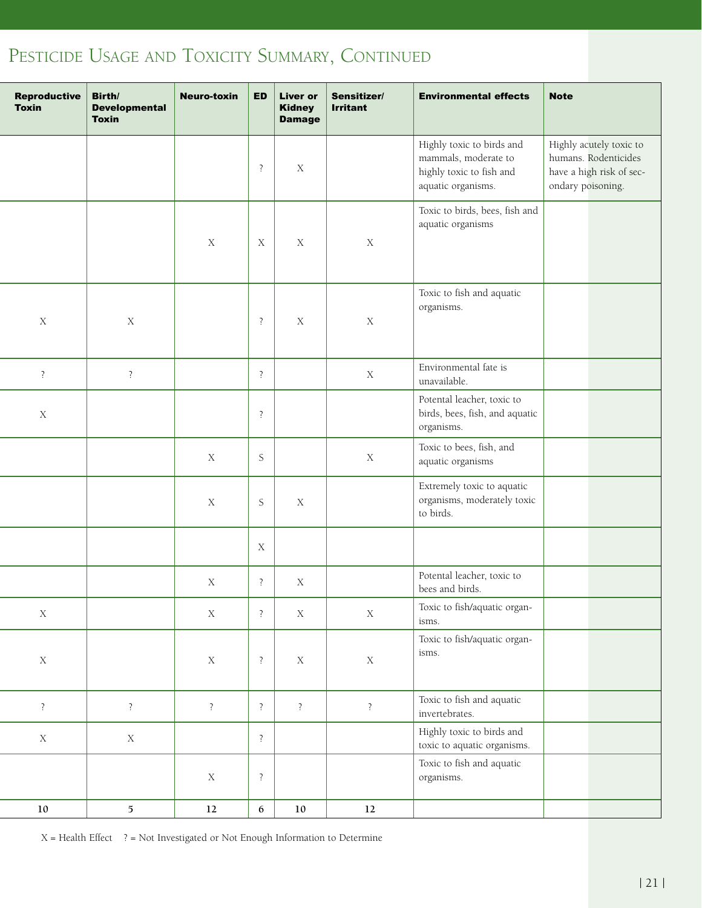## Pesticide Usage and Toxicity Summary, Continued

| Reproductive Toxin | Birth/ Developmental Toxin | Neuro-toxin | ED | Liver or Kidney Damage | Sensitizer/ Irritant | Environmental effects | Note |
|---|---|---|---|---|---|---|---|
| | | | ? | X | | Highly toxic to birds and mammals, moderate to highly toxic to fish and aquatic organisms. | Highly acutely toxic to humans. Rodenticides have a high risk of secondary poisoning. |
| | | X | X | X | X | Toxic to birds, bees, fish and aquatic organisms | |
| X | X | | ? | X | X | Toxic to fish and aquatic organisms. | |
| ? | ? | | ? | | X | Environmental fate is unavailable. | |
| X | | | ? | | | Potental leacher, toxic to birds, bees, fish, and aquatic organisms. | |
| | | X | S | | X | Toxic to bees, fish, and aquatic organisms | |
| | | X | S | X | | Extremely toxic to aquatic organisms, moderately toxic to birds. | |
| | | | X | | | | |
| | | X | ? | X | | Potental leacher, toxic to bees and birds. | |
| X | | X | ? | X | X | Toxic to fish/aquatic organisms. | |
| X | | X | ? | X | X | Toxic to fish/aquatic organisms. | |
| ? | ? | ? | ? | ? | ? | Toxic to fish and aquatic invertebrates. | |
| X | X | | ? | | | Highly toxic to birds and toxic to aquatic organisms. | |
| | | X | ? | | | Toxic to fish and aquatic organisms. | |
| **10** | **5** | **12** | **6** | **10** | **12** | | |

X = Health Effect    ? = Not Investigated or Not Enough Information to Determine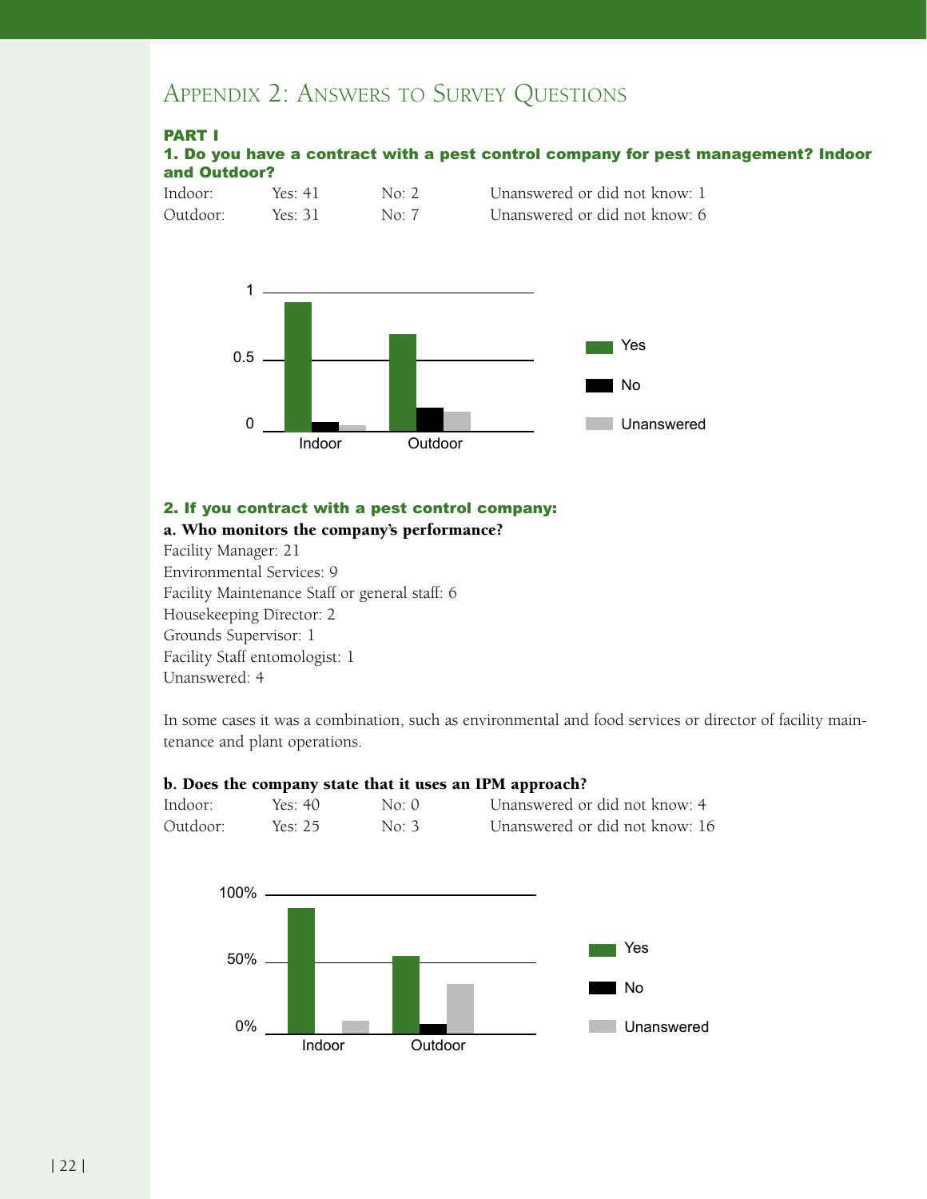# Appendix 2: Answers to Survey Questions

## PART I

### 1. Do you have a contract with a pest control company for pest management? Indoor and Outdoor?

| | | | |
|---|---|---|---|
| Indoor: | Yes: 41 | No: 2 | Unanswered or did not know: 1 |
| Outdoor: | Yes: 31 | No: 7 | Unanswered or did not know: 6 |

### 2. If you contract with a pest control company:

**a. Who monitors the company's performance?**

Facility Manager: 21
Environmental Services: 9
Facility Maintenance Staff or general staff: 6
Housekeeping Director: 2
Grounds Supervisor: 1
Facility Staff entomologist: 1
Unanswered: 4

In some cases it was a combination, such as environmental and food services or director of facility maintenance and plant operations.

**b. Does the company state that it uses an IPM approach?**

| | | | |
|---|---|---|---|
| Indoor: | Yes: 40 | No: 0 | Unanswered or did not know: 4 |
| Outdoor: | Yes: 25 | No: 3 | Unanswered or did not know: 16 |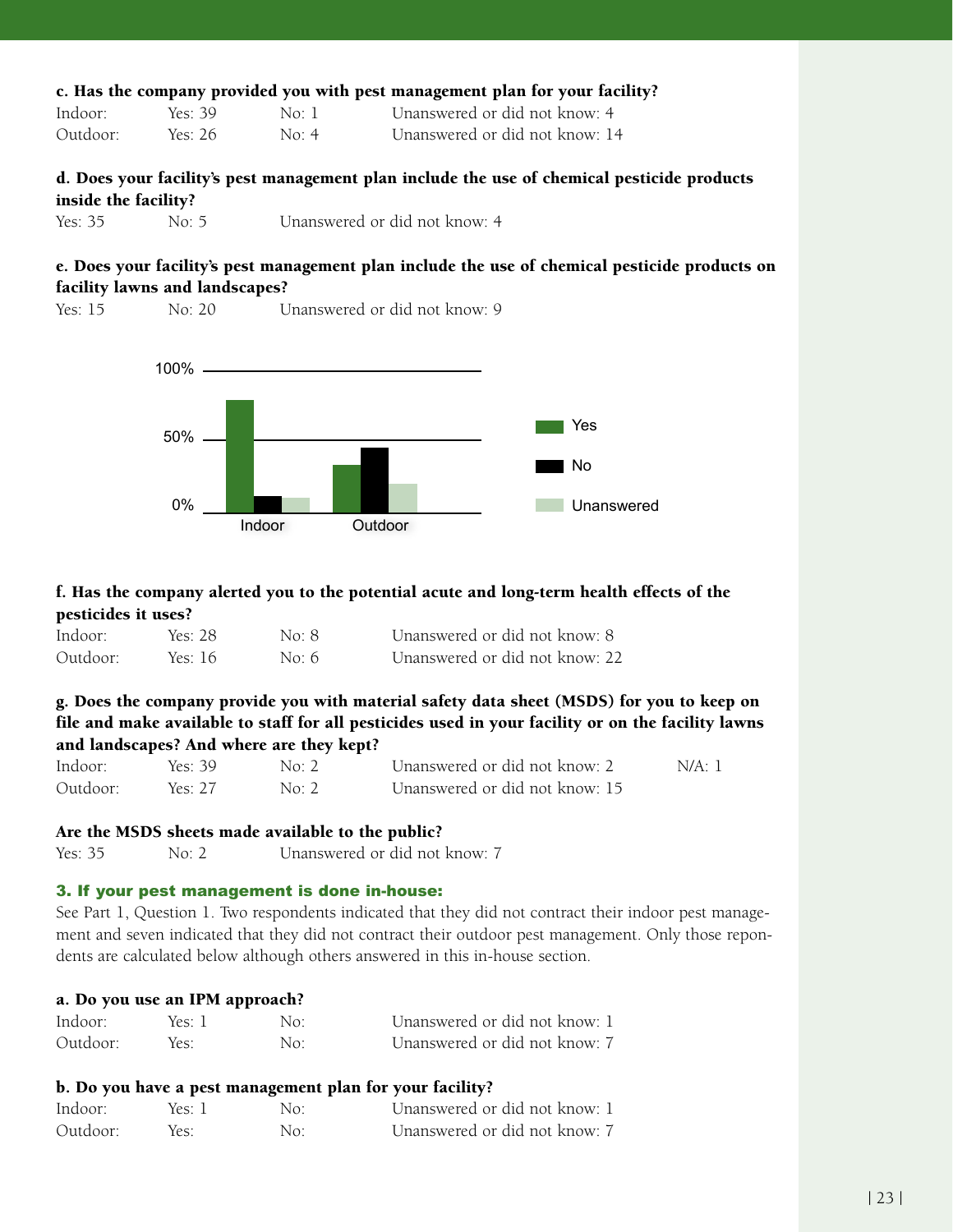**c. Has the company provided you with pest management plan for your facility?**

| | | | |
|---|---|---|---|
| Indoor: | Yes: 39 | No: 1 | Unanswered or did not know: 4 |
| Outdoor: | Yes: 26 | No: 4 | Unanswered or did not know: 14 |

**d. Does your facility's pest management plan include the use of chemical pesticide products inside the facility?**

Yes: 35 No: 5 Unanswered or did not know: 4

**e. Does your facility's pest management plan include the use of chemical pesticide products on facility lawns and landscapes?**

Yes: 15 No: 20 Unanswered or did not know: 9

**f. Has the company alerted you to the potential acute and long-term health effects of the pesticides it uses?**

| | | | |
|---|---|---|---|
| Indoor: | Yes: 28 | No: 8 | Unanswered or did not know: 8 |
| Outdoor: | Yes: 16 | No: 6 | Unanswered or did not know: 22 |

**g. Does the company provide you with material safety data sheet (MSDS) for you to keep on file and make available to staff for all pesticides used in your facility or on the facility lawns and landscapes? And where are they kept?**

| | | | | |
|---|---|---|---|---|
| Indoor: | Yes: 39 | No: 2 | Unanswered or did not know: 2 | N/A: 1 |
| Outdoor: | Yes: 27 | No: 2 | Unanswered or did not know: 15 | |

**Are the MSDS sheets made available to the public?**

Yes: 35 No: 2 Unanswered or did not know: 7

### 3. If your pest management is done in-house:

See Part 1, Question 1. Two respondents indicated that they did not contract their indoor pest management and seven indicated that they did not contract their outdoor pest management. Only those repondents are calculated below although others answered in this in-house section.

**a. Do you use an IPM approach?**

| | | | |
|---|---|---|---|
| Indoor: | Yes: 1 | No: | Unanswered or did not know: 1 |
| Outdoor: | Yes: | No: | Unanswered or did not know: 7 |

**b. Do you have a pest management plan for your facility?**

| | | | |
|---|---|---|---|
| Indoor: | Yes: 1 | No: | Unanswered or did not know: 1 |
| Outdoor: | Yes: | No: | Unanswered or did not know: 7 |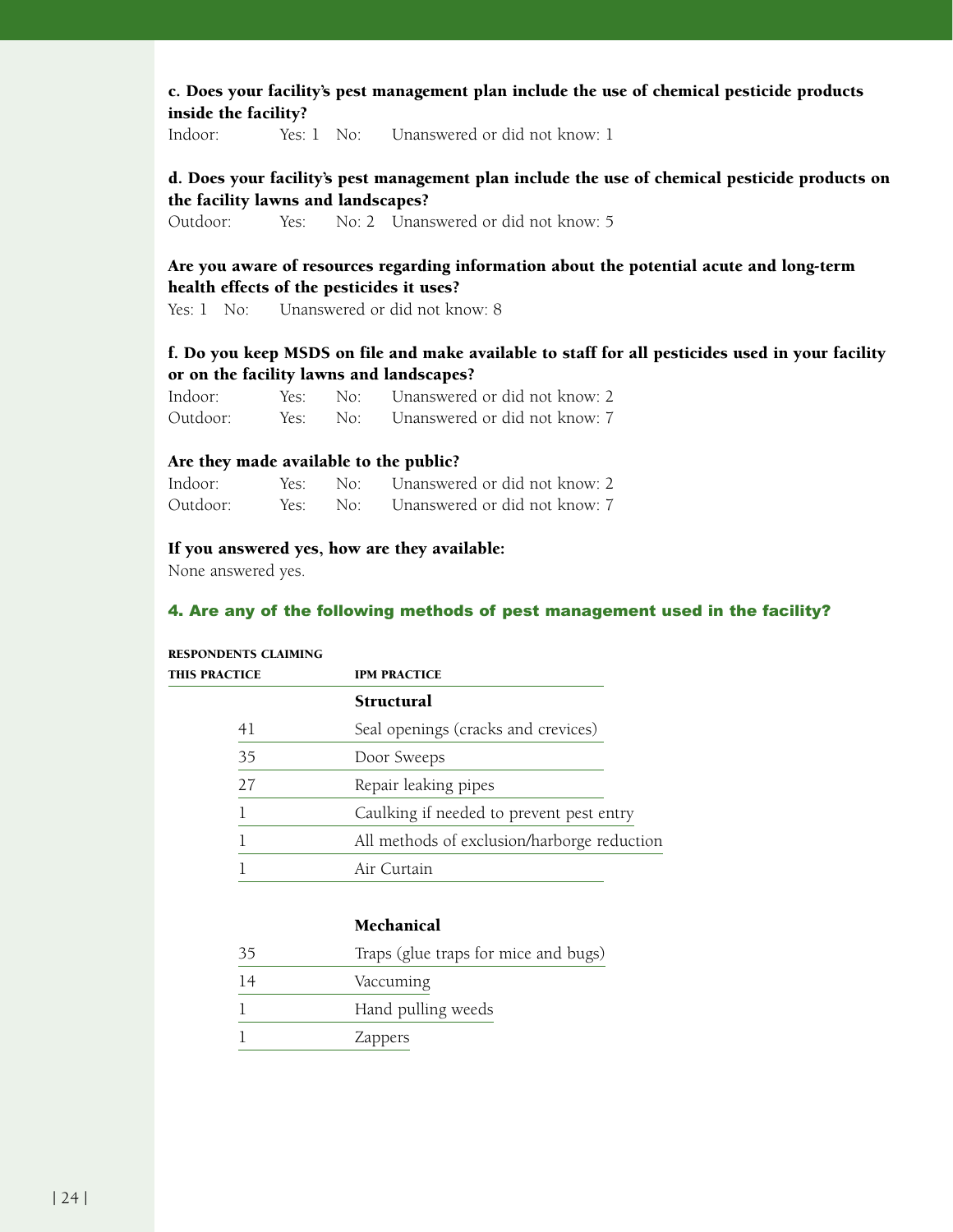**c. Does your facility's pest management plan include the use of chemical pesticide products inside the facility?**

Indoor: Yes: 1 No: Unanswered or did not know: 1

**d. Does your facility's pest management plan include the use of chemical pesticide products on the facility lawns and landscapes?**

Outdoor: Yes: No: 2 Unanswered or did not know: 5

**Are you aware of resources regarding information about the potential acute and long-term health effects of the pesticides it uses?**

Yes: 1 No: Unanswered or did not know: 8

**f. Do you keep MSDS on file and make available to staff for all pesticides used in your facility or on the facility lawns and landscapes?**

Indoor: Yes: No: Unanswered or did not know: 2

Outdoor: Yes: No: Unanswered or did not know: 7

**Are they made available to the public?**

Indoor: Yes: No: Unanswered or did not know: 2

Outdoor: Yes: No: Unanswered or did not know: 7

**If you answered yes, how are they available:**

None answered yes.

### 4. Are any of the following methods of pest management used in the facility?

| RESPONDENTS CLAIMING THIS PRACTICE | IPM PRACTICE |
|---|---|
| | **Structural** |
| 41 | Seal openings (cracks and crevices) |
| 35 | Door Sweeps |
| 27 | Repair leaking pipes |
| 1 | Caulking if needed to prevent pest entry |
| 1 | All methods of exclusion/harborge reduction |
| 1 | Air Curtain |
| | **Mechanical** |
| 35 | Traps (glue traps for mice and bugs) |
| 14 | Vaccuming |
| 1 | Hand pulling weeds |
| 1 | Zappers |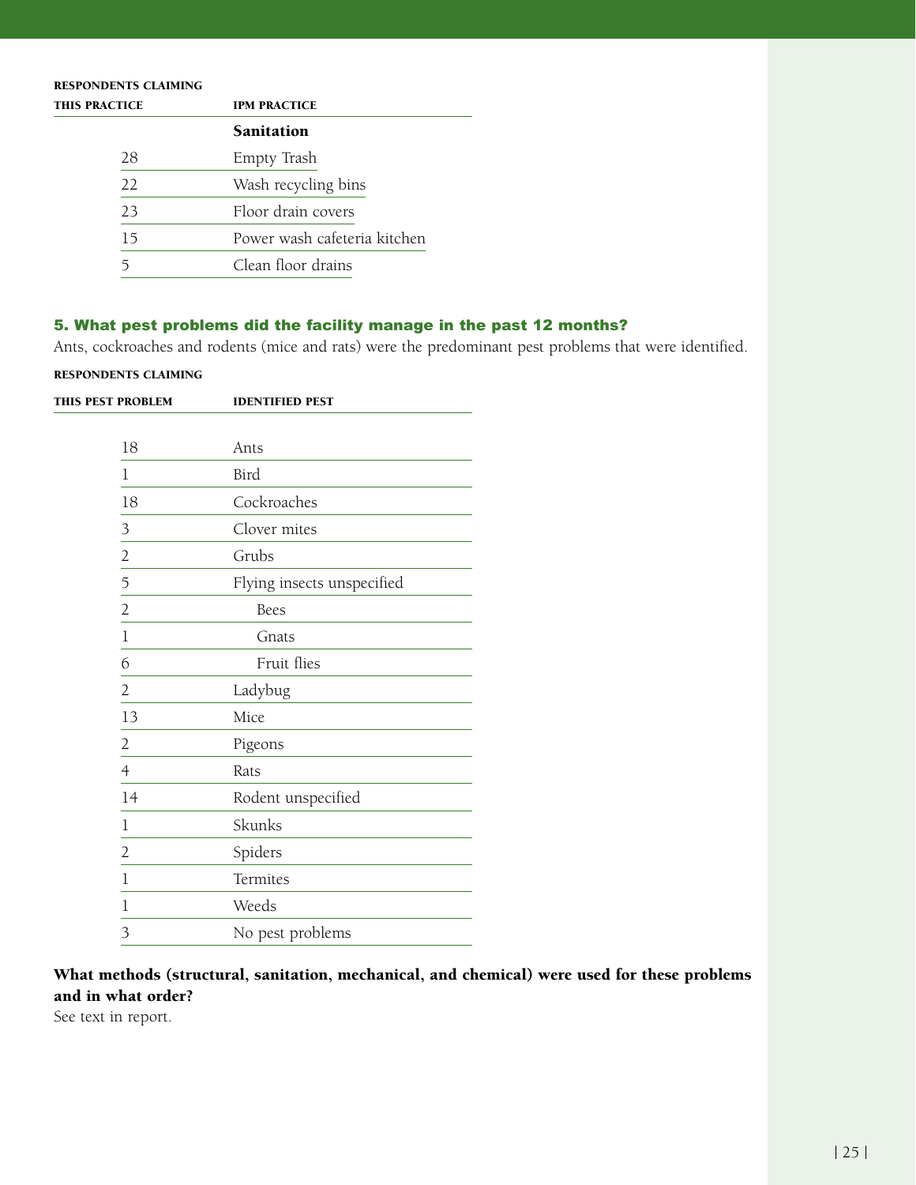| RESPONDENTS CLAIMING THIS PRACTICE | IPM PRACTICE |
|---|---|
| | **Sanitation** |
| 28 | Empty Trash |
| 22 | Wash recycling bins |
| 23 | Floor drain covers |
| 15 | Power wash cafeteria kitchen |
| 5 | Clean floor drains |

### 5. What pest problems did the facility manage in the past 12 months?

Ants, cockroaches and rodents (mice and rats) were the predominant pest problems that were identified.

| RESPONDENTS CLAIMING THIS PEST PROBLEM | IDENTIFIED PEST |
|---|---|
| 18 | Ants |
| 1 | Bird |
| 18 | Cockroaches |
| 3 | Clover mites |
| 2 | Grubs |
| 5 | Flying insects unspecified |
| 2 | Bees |
| 1 | Gnats |
| 6 | Fruit flies |
| 2 | Ladybug |
| 13 | Mice |
| 2 | Pigeons |
| 4 | Rats |
| 14 | Rodent unspecified |
| 1 | Skunks |
| 2 | Spiders |
| 1 | Termites |
| 1 | Weeds |
| 3 | No pest problems |

**What methods (structural, sanitation, mechanical, and chemical) were used for these problems and in what order?**

See text in report.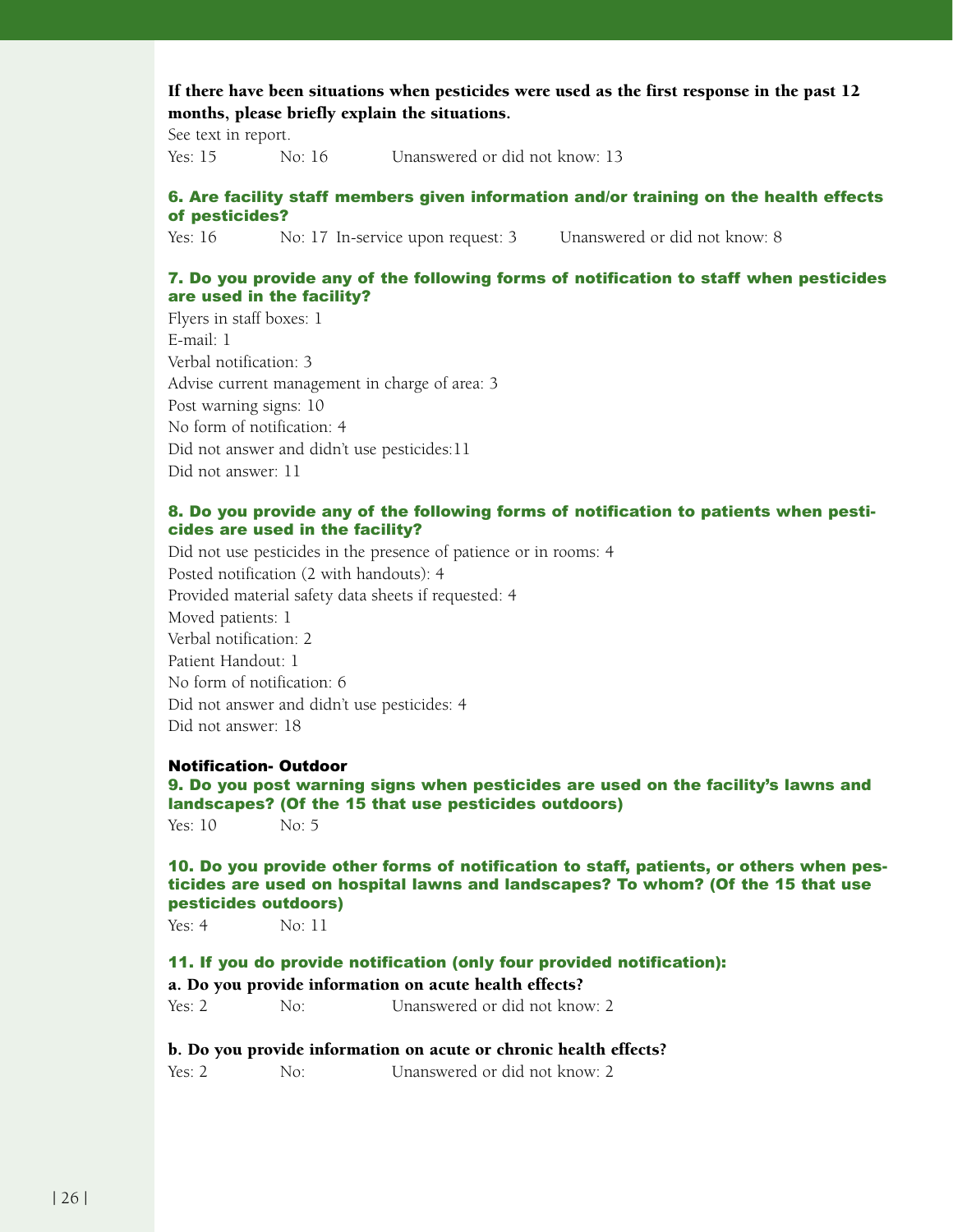**If there have been situations when pesticides were used as the first response in the past 12 months, please briefly explain the situations.**

See text in report.

Yes: 15 No: 16 Unanswered or did not know: 13

### 6. Are facility staff members given information and/or training on the health effects of pesticides?

Yes: 16 No: 17 In-service upon request: 3 Unanswered or did not know: 8

### 7. Do you provide any of the following forms of notification to staff when pesticides are used in the facility?

Flyers in staff boxes: 1
E-mail: 1
Verbal notification: 3
Advise current management in charge of area: 3
Post warning signs: 10
No form of notification: 4
Did not answer and didn't use pesticides:11
Did not answer: 11

### 8. Do you provide any of the following forms of notification to patients when pesticides are used in the facility?

Did not use pesticides in the presence of patience or in rooms: 4
Posted notification (2 with handouts): 4
Provided material safety data sheets if requested: 4
Moved patients: 1
Verbal notification: 2
Patient Handout: 1
No form of notification: 6
Did not answer and didn't use pesticides: 4
Did not answer: 18

## Notification- Outdoor

### 9. Do you post warning signs when pesticides are used on the facility's lawns and landscapes? (Of the 15 that use pesticides outdoors)

Yes: 10 No: 5

### 10. Do you provide other forms of notification to staff, patients, or others when pesticides are used on hospital lawns and landscapes? To whom? (Of the 15 that use pesticides outdoors)

Yes: 4 No: 11

### 11. If you do provide notification (only four provided notification):

**a. Do you provide information on acute health effects?**

Yes: 2 No: Unanswered or did not know: 2

**b. Do you provide information on acute or chronic health effects?**

Yes: 2 No: Unanswered or did not know: 2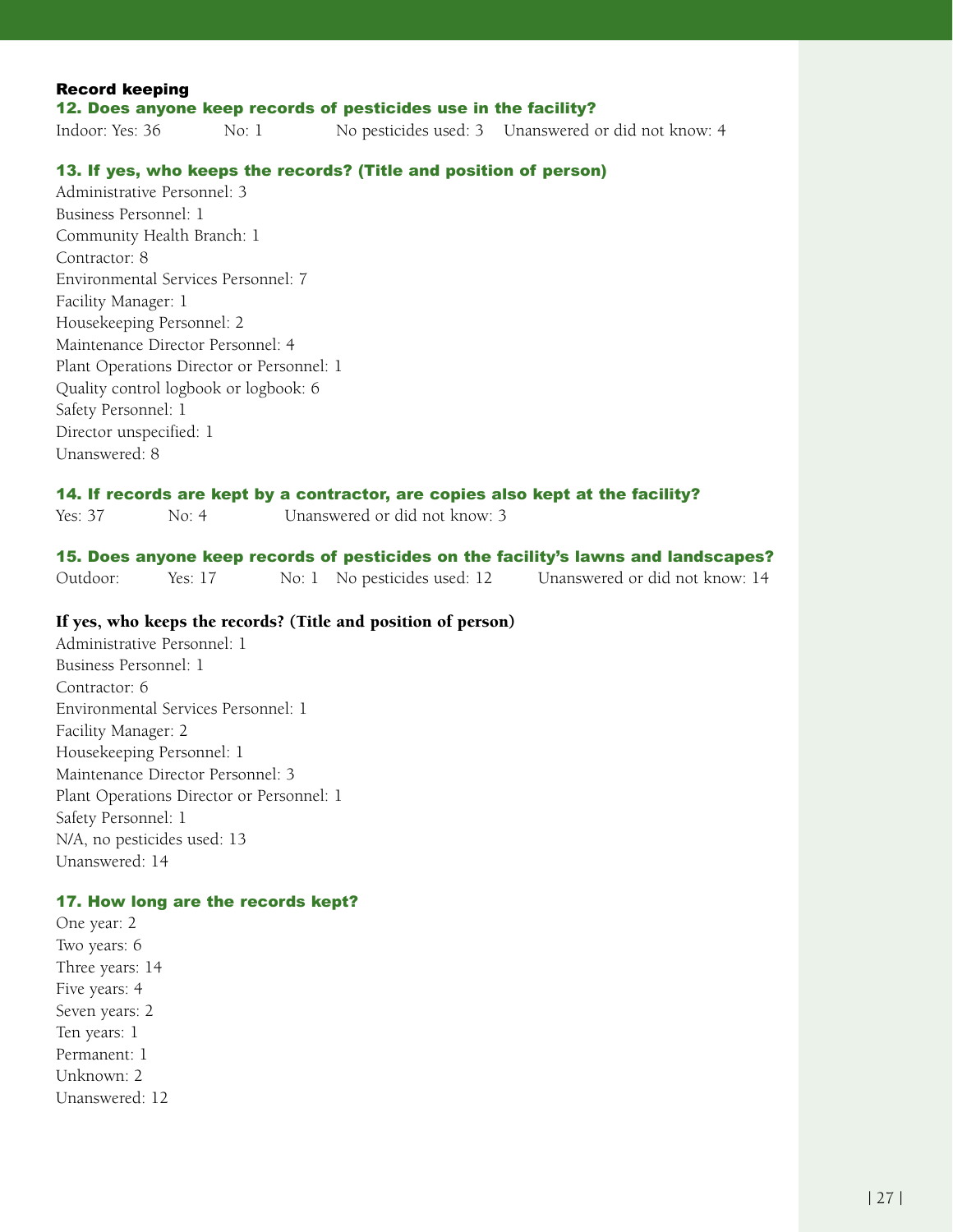### Record keeping

#### 12. Does anyone keep records of pesticides use in the facility?

Indoor: Yes: 36 No: 1 No pesticides used: 3 Unanswered or did not know: 4

#### 13. If yes, who keeps the records? (Title and position of person)

Administrative Personnel: 3  
Business Personnel: 1  
Community Health Branch: 1  
Contractor: 8  
Environmental Services Personnel: 7  
Facility Manager: 1  
Housekeeping Personnel: 2  
Maintenance Director Personnel: 4  
Plant Operations Director or Personnel: 1  
Quality control logbook or logbook: 6  
Safety Personnel: 1  
Director unspecified: 1  
Unanswered: 8

#### 14. If records are kept by a contractor, are copies also kept at the facility?

Yes: 37 No: 4 Unanswered or did not know: 3

#### 15. Does anyone keep records of pesticides on the facility's lawns and landscapes?

Outdoor: Yes: 17 No: 1 No pesticides used: 12 Unanswered or did not know: 14

**If yes, who keeps the records? (Title and position of person)**

Administrative Personnel: 1  
Business Personnel: 1  
Contractor: 6  
Environmental Services Personnel: 1  
Facility Manager: 2  
Housekeeping Personnel: 1  
Maintenance Director Personnel: 3  
Plant Operations Director or Personnel: 1  
Safety Personnel: 1  
N/A, no pesticides used: 13  
Unanswered: 14

#### 17. How long are the records kept?

One year: 2  
Two years: 6  
Three years: 14  
Five years: 4  
Seven years: 2  
Ten years: 1  
Permanent: 1  
Unknown: 2  
Unanswered: 12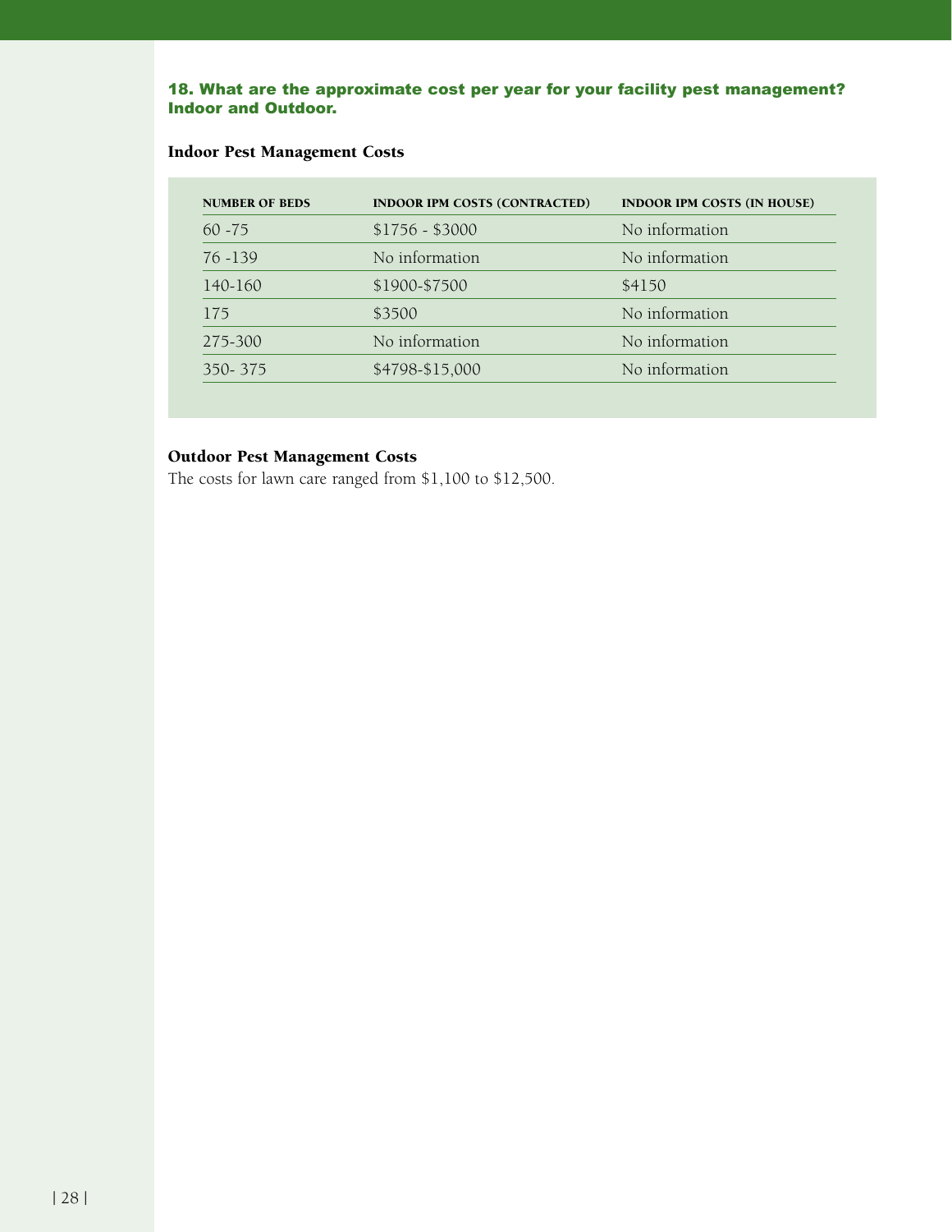### 18. What are the approximate cost per year for your facility pest management? Indoor and Outdoor.

#### Indoor Pest Management Costs

| NUMBER OF BEDS | INDOOR IPM COSTS (CONTRACTED) | INDOOR IPM COSTS (IN HOUSE) |
|---|---|---|
| 60 -75 | $1756 - $3000 | No information |
| 76 -139 | No information | No information |
| 140-160 | $1900-$7500 | $4150 |
| 175 | $3500 | No information |
| 275-300 | No information | No information |
| 350- 375 | $4798-$15,000 | No information |

#### Outdoor Pest Management Costs

The costs for lawn care ranged from $1,100 to $12,500.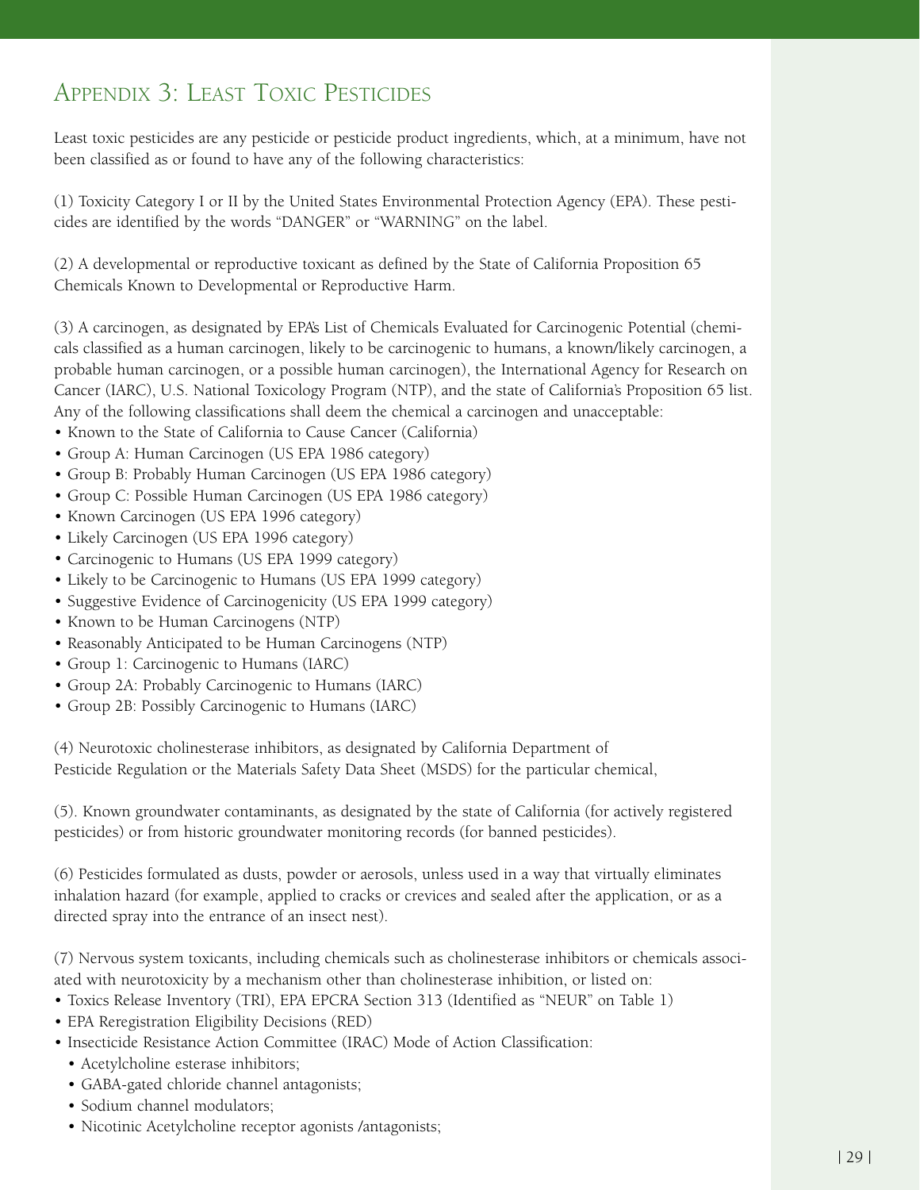# Appendix 3: Least Toxic Pesticides

Least toxic pesticides are any pesticide or pesticide product ingredients, which, at a minimum, have not been classified as or found to have any of the following characteristics:

(1) Toxicity Category I or II by the United States Environmental Protection Agency (EPA). These pesticides are identified by the words "DANGER" or "WARNING" on the label.

(2) A developmental or reproductive toxicant as defined by the State of California Proposition 65 Chemicals Known to Developmental or Reproductive Harm.

(3) A carcinogen, as designated by EPA's List of Chemicals Evaluated for Carcinogenic Potential (chemicals classified as a human carcinogen, likely to be carcinogenic to humans, a known/likely carcinogen, a probable human carcinogen, or a possible human carcinogen), the International Agency for Research on Cancer (IARC), U.S. National Toxicology Program (NTP), and the state of California's Proposition 65 list. Any of the following classifications shall deem the chemical a carcinogen and unacceptable:

- Known to the State of California to Cause Cancer (California)
- Group A: Human Carcinogen (US EPA 1986 category)
- Group B: Probably Human Carcinogen (US EPA 1986 category)
- Group C: Possible Human Carcinogen (US EPA 1986 category)
- Known Carcinogen (US EPA 1996 category)
- Likely Carcinogen (US EPA 1996 category)
- Carcinogenic to Humans (US EPA 1999 category)
- Likely to be Carcinogenic to Humans (US EPA 1999 category)
- Suggestive Evidence of Carcinogenicity (US EPA 1999 category)
- Known to be Human Carcinogens (NTP)
- Reasonably Anticipated to be Human Carcinogens (NTP)
- Group 1: Carcinogenic to Humans (IARC)
- Group 2A: Probably Carcinogenic to Humans (IARC)
- Group 2B: Possibly Carcinogenic to Humans (IARC)

(4) Neurotoxic cholinesterase inhibitors, as designated by California Department of Pesticide Regulation or the Materials Safety Data Sheet (MSDS) for the particular chemical,

(5). Known groundwater contaminants, as designated by the state of California (for actively registered pesticides) or from historic groundwater monitoring records (for banned pesticides).

(6) Pesticides formulated as dusts, powder or aerosols, unless used in a way that virtually eliminates inhalation hazard (for example, applied to cracks or crevices and sealed after the application, or as a directed spray into the entrance of an insect nest).

(7) Nervous system toxicants, including chemicals such as cholinesterase inhibitors or chemicals associated with neurotoxicity by a mechanism other than cholinesterase inhibition, or listed on:

- Toxics Release Inventory (TRI), EPA EPCRA Section 313 (Identified as "NEUR" on Table 1)
- EPA Reregistration Eligibility Decisions (RED)
- Insecticide Resistance Action Committee (IRAC) Mode of Action Classification:
  - Acetylcholine esterase inhibitors;
  - GABA-gated chloride channel antagonists;
  - Sodium channel modulators;
  - Nicotinic Acetylcholine receptor agonists /antagonists;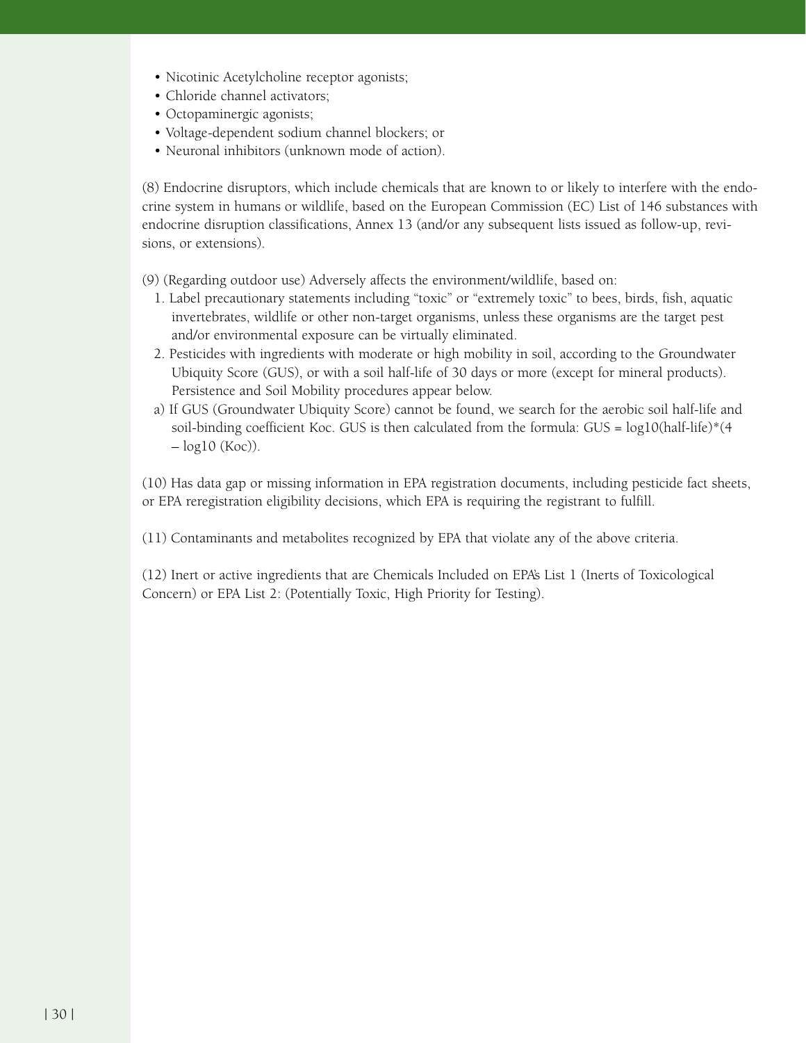- Nicotinic Acetylcholine receptor agonists;
- Chloride channel activators;
- Octopaminergic agonists;
- Voltage-dependent sodium channel blockers; or
- Neuronal inhibitors (unknown mode of action).

(8) Endocrine disruptors, which include chemicals that are known to or likely to interfere with the endocrine system in humans or wildlife, based on the European Commission (EC) List of 146 substances with endocrine disruption classifications, Annex 13 (and/or any subsequent lists issued as follow-up, revisions, or extensions).

(9) (Regarding outdoor use) Adversely affects the environment/wildlife, based on:

1. Label precautionary statements including "toxic" or "extremely toxic" to bees, birds, fish, aquatic invertebrates, wildlife or other non-target organisms, unless these organisms are the target pest and/or environmental exposure can be virtually eliminated.
2. Pesticides with ingredients with moderate or high mobility in soil, according to the Groundwater Ubiquity Score (GUS), or with a soil half-life of 30 days or more (except for mineral products). Persistence and Soil Mobility procedures appear below.

a) If GUS (Groundwater Ubiquity Score) cannot be found, we search for the aerobic soil half-life and soil-binding coefficient Koc. GUS is then calculated from the formula: $GUS = \log_{10}(\text{half-life}) * (4 - \log_{10}(K_{oc}))$.

(10) Has data gap or missing information in EPA registration documents, including pesticide fact sheets, or EPA reregistration eligibility decisions, which EPA is requiring the registrant to fulfill.

(11) Contaminants and metabolites recognized by EPA that violate any of the above criteria.

(12) Inert or active ingredients that are Chemicals Included on EPA's List 1 (Inerts of Toxicological Concern) or EPA List 2: (Potentially Toxic, High Priority for Testing).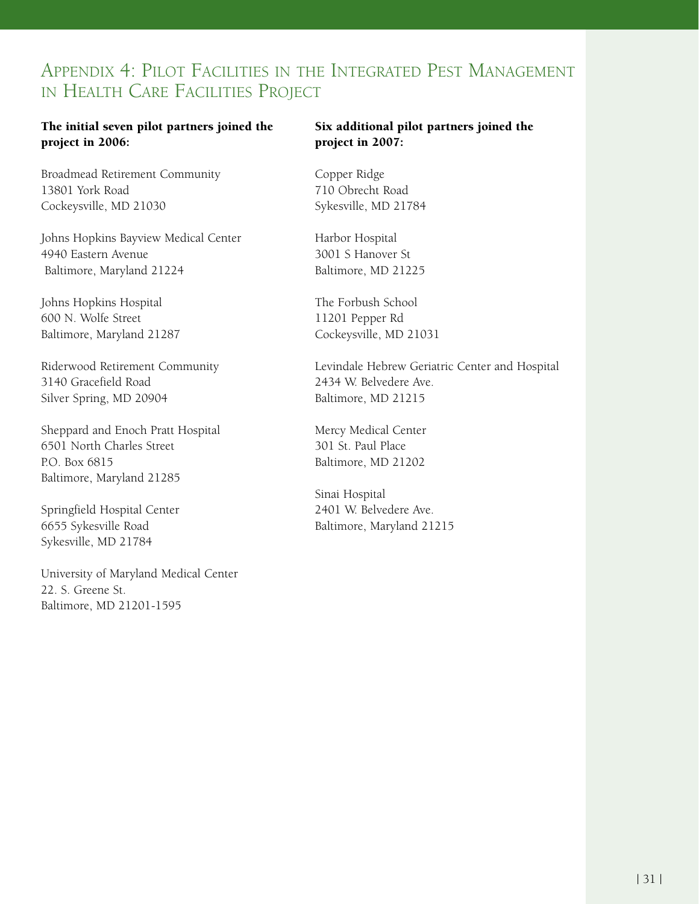# Appendix 4: Pilot Facilities in the Integrated Pest Management in Health Care Facilities Project

**The initial seven pilot partners joined the project in 2006:**

Broadmead Retirement Community
13801 York Road
Cockeysville, MD 21030

Johns Hopkins Bayview Medical Center
4940 Eastern Avenue
Baltimore, Maryland 21224

Johns Hopkins Hospital
600 N. Wolfe Street
Baltimore, Maryland 21287

Riderwood Retirement Community
3140 Gracefield Road
Silver Spring, MD 20904

Sheppard and Enoch Pratt Hospital
6501 North Charles Street
P.O. Box 6815
Baltimore, Maryland 21285

Springfield Hospital Center
6655 Sykesville Road
Sykesville, MD 21784

University of Maryland Medical Center
22. S. Greene St.
Baltimore, MD 21201-1595

**Six additional pilot partners joined the project in 2007:**

Copper Ridge
710 Obrecht Road
Sykesville, MD 21784

Harbor Hospital
3001 S Hanover St
Baltimore, MD 21225

The Forbush School
11201 Pepper Rd
Cockeysville, MD 21031

Levindale Hebrew Geriatric Center and Hospital
2434 W. Belvedere Ave.
Baltimore, MD 21215

Mercy Medical Center
301 St. Paul Place
Baltimore, MD 21202

Sinai Hospital
2401 W. Belvedere Ave.
Baltimore, Maryland 21215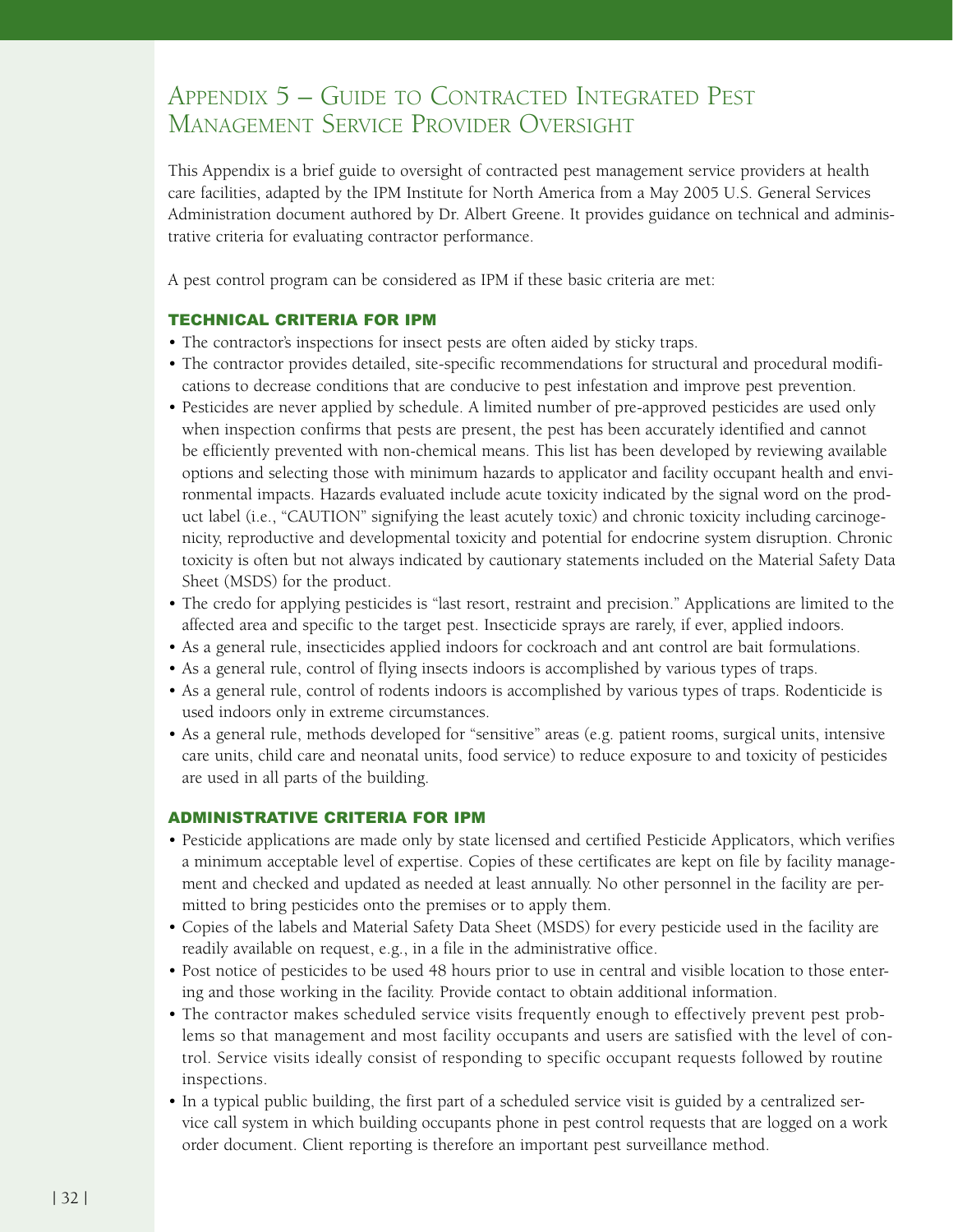# Appendix 5 – Guide to Contracted Integrated Pest Management Service Provider Oversight

This Appendix is a brief guide to oversight of contracted pest management service providers at health care facilities, adapted by the IPM Institute for North America from a May 2005 U.S. General Services Administration document authored by Dr. Albert Greene. It provides guidance on technical and administrative criteria for evaluating contractor performance.

A pest control program can be considered as IPM if these basic criteria are met:

## TECHNICAL CRITERIA FOR IPM

- The contractor's inspections for insect pests are often aided by sticky traps.
- The contractor provides detailed, site-specific recommendations for structural and procedural modifications to decrease conditions that are conducive to pest infestation and improve pest prevention.
- Pesticides are never applied by schedule. A limited number of pre-approved pesticides are used only when inspection confirms that pests are present, the pest has been accurately identified and cannot be efficiently prevented with non-chemical means. This list has been developed by reviewing available options and selecting those with minimum hazards to applicator and facility occupant health and environmental impacts. Hazards evaluated include acute toxicity indicated by the signal word on the product label (i.e., "CAUTION" signifying the least acutely toxic) and chronic toxicity including carcinogenicity, reproductive and developmental toxicity and potential for endocrine system disruption. Chronic toxicity is often but not always indicated by cautionary statements included on the Material Safety Data Sheet (MSDS) for the product.
- The credo for applying pesticides is "last resort, restraint and precision." Applications are limited to the affected area and specific to the target pest. Insecticide sprays are rarely, if ever, applied indoors.
- As a general rule, insecticides applied indoors for cockroach and ant control are bait formulations.
- As a general rule, control of flying insects indoors is accomplished by various types of traps.
- As a general rule, control of rodents indoors is accomplished by various types of traps. Rodenticide is used indoors only in extreme circumstances.
- As a general rule, methods developed for "sensitive" areas (e.g. patient rooms, surgical units, intensive care units, child care and neonatal units, food service) to reduce exposure to and toxicity of pesticides are used in all parts of the building.

## ADMINISTRATIVE CRITERIA FOR IPM

- Pesticide applications are made only by state licensed and certified Pesticide Applicators, which verifies a minimum acceptable level of expertise. Copies of these certificates are kept on file by facility management and checked and updated as needed at least annually. No other personnel in the facility are permitted to bring pesticides onto the premises or to apply them.
- Copies of the labels and Material Safety Data Sheet (MSDS) for every pesticide used in the facility are readily available on request, e.g., in a file in the administrative office.
- Post notice of pesticides to be used 48 hours prior to use in central and visible location to those entering and those working in the facility. Provide contact to obtain additional information.
- The contractor makes scheduled service visits frequently enough to effectively prevent pest problems so that management and most facility occupants and users are satisfied with the level of control. Service visits ideally consist of responding to specific occupant requests followed by routine inspections.
- In a typical public building, the first part of a scheduled service visit is guided by a centralized service call system in which building occupants phone in pest control requests that are logged on a work order document. Client reporting is therefore an important pest surveillance method.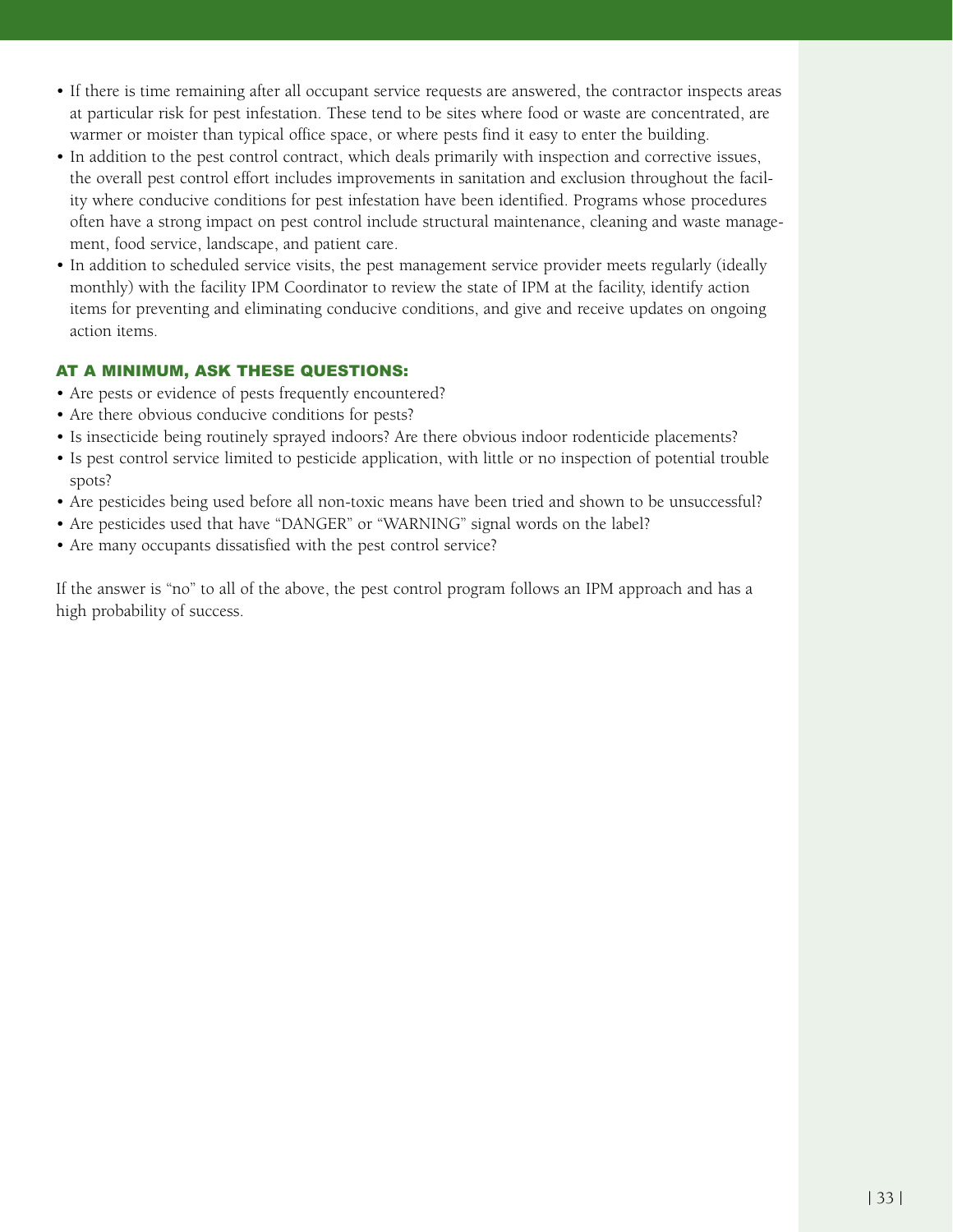- If there is time remaining after all occupant service requests are answered, the contractor inspects areas at particular risk for pest infestation. These tend to be sites where food or waste are concentrated, are warmer or moister than typical office space, or where pests find it easy to enter the building.
- In addition to the pest control contract, which deals primarily with inspection and corrective issues, the overall pest control effort includes improvements in sanitation and exclusion throughout the facility where conducive conditions for pest infestation have been identified. Programs whose procedures often have a strong impact on pest control include structural maintenance, cleaning and waste management, food service, landscape, and patient care.
- In addition to scheduled service visits, the pest management service provider meets regularly (ideally monthly) with the facility IPM Coordinator to review the state of IPM at the facility, identify action items for preventing and eliminating conducive conditions, and give and receive updates on ongoing action items.

### AT A MINIMUM, ASK THESE QUESTIONS:

- Are pests or evidence of pests frequently encountered?
- Are there obvious conducive conditions for pests?
- Is insecticide being routinely sprayed indoors? Are there obvious indoor rodenticide placements?
- Is pest control service limited to pesticide application, with little or no inspection of potential trouble spots?
- Are pesticides being used before all non-toxic means have been tried and shown to be unsuccessful?
- Are pesticides used that have "DANGER" or "WARNING" signal words on the label?
- Are many occupants dissatisfied with the pest control service?

If the answer is "no" to all of the above, the pest control program follows an IPM approach and has a high probability of success.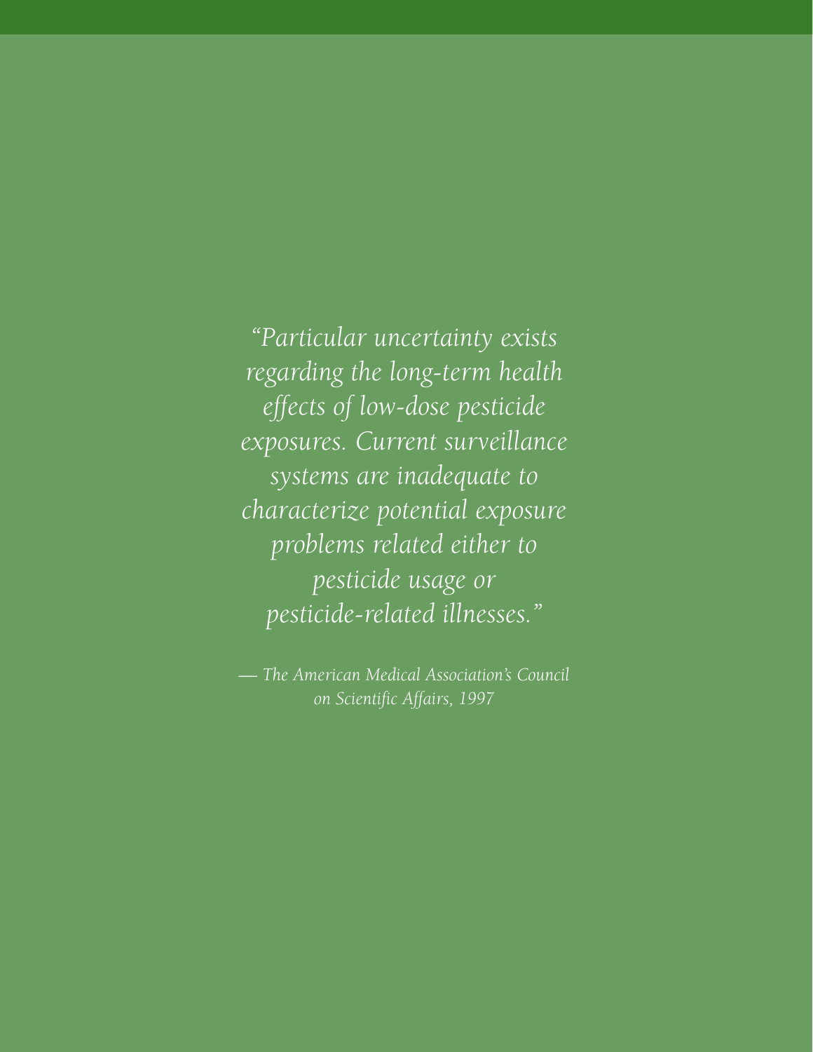*"Particular uncertainty exists regarding the long-term health effects of low-dose pesticide exposures. Current surveillance systems are inadequate to characterize potential exposure problems related either to pesticide usage or pesticide-related illnesses."*

*— The American Medical Association's Council on Scientific Affairs, 1997*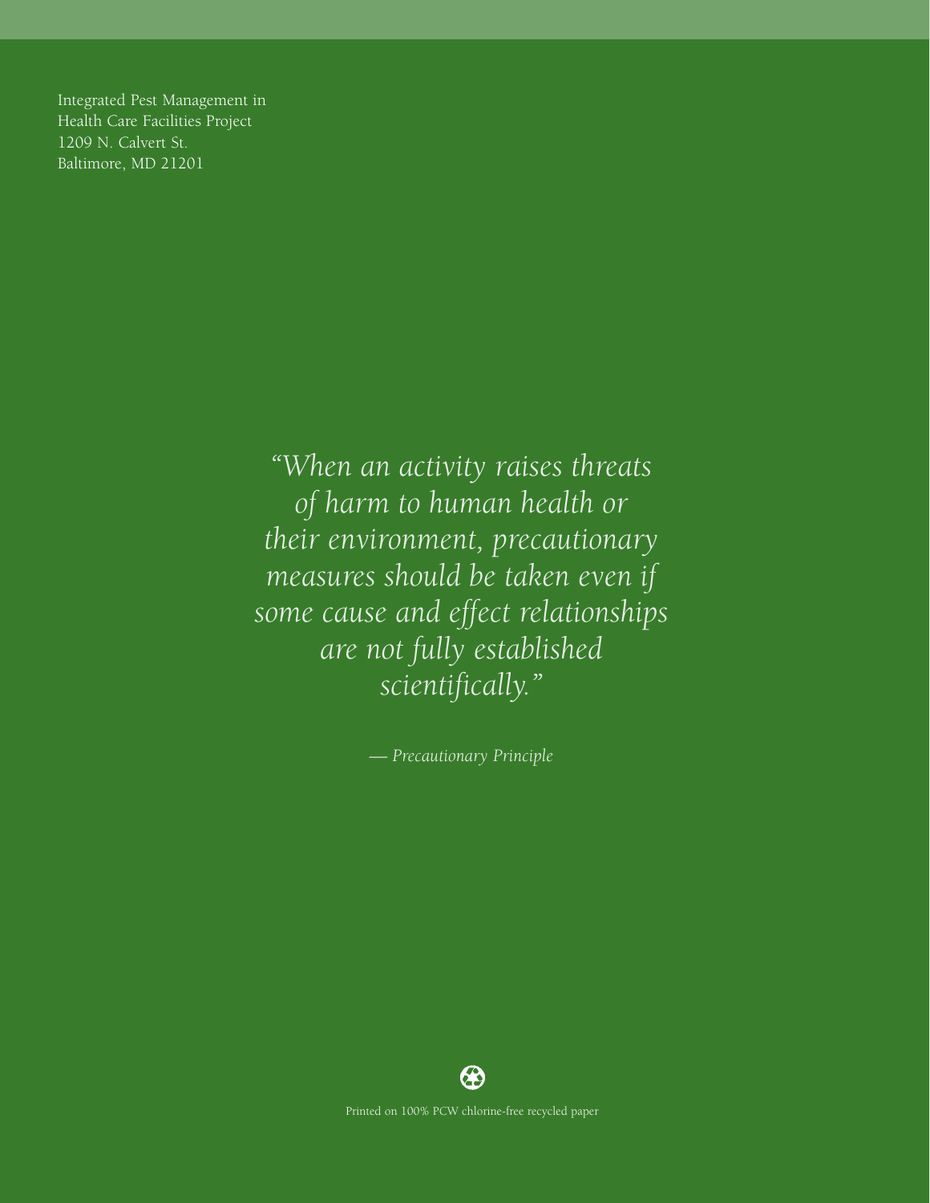Integrated Pest Management in
Health Care Facilities Project
1209 N. Calvert St.
Baltimore, MD 21201

*"When an activity raises threats of harm to human health or their environment, precautionary measures should be taken even if some cause and effect relationships are not fully established scientifically."*

*— Precautionary Principle*

Printed on 100% PCW chlorine-free recycled paper